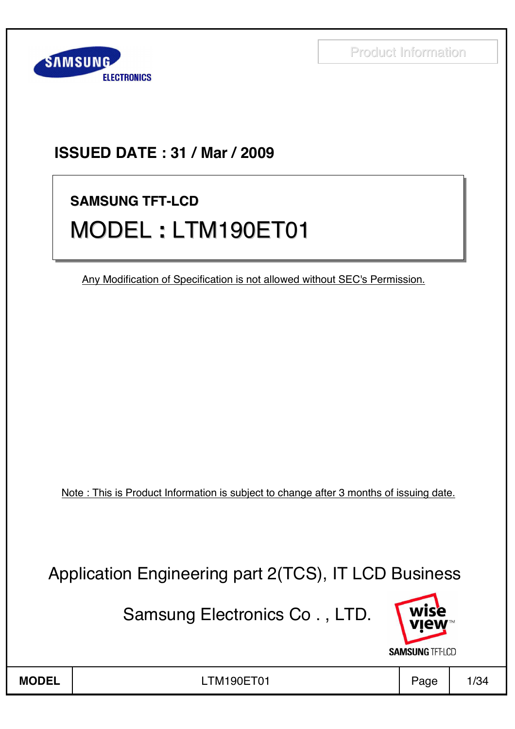Product Information

**ISSUED DATE : 31 / Mar / 2009**

**SAMSUNG TFT-LCD**

# MODEL : LTM190ET01

Any Modification of Specification is not allowed without SEC's Permission.

Note : This is Product Information is subject to change after 3 months of issuing date.

Application Engineering part 2(TCS), IT LCD Business

Samsung Electronics Co . , LTD.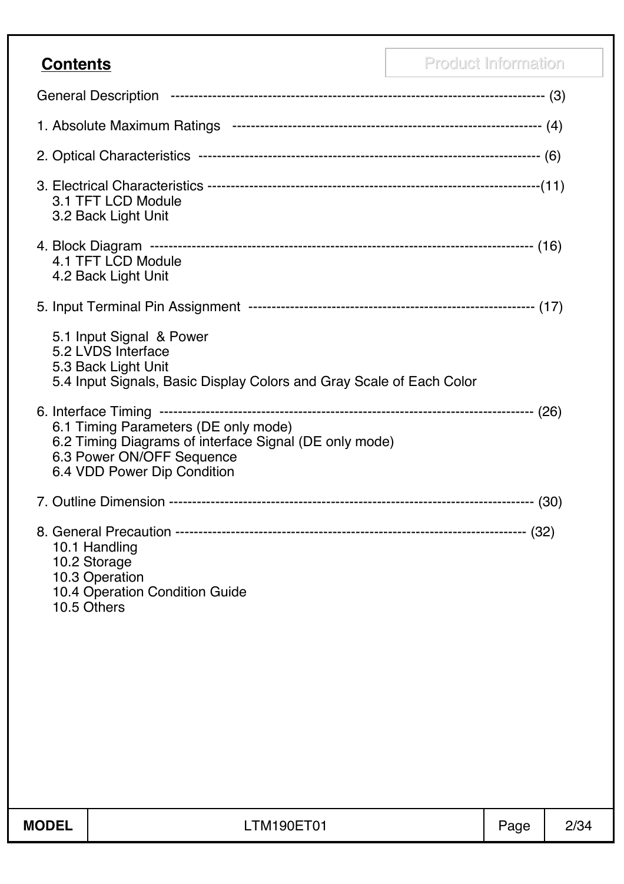## Contents

Product Information

General Description ------------------------------------------------------------------------------- (3)

1. Absolute Maximum Ratings ------------------------------------------------------------------ (4)

2. Optical Characteristics ------------------------------------------------------------------------ (6)

3. Electrical Characteristics ------------------------------------------------------------------------(11)
   - 3.1 TFT LCD Module
   - 3.2 Back Light Unit

4. Block Diagram ------------------------------------------------------------------------------- (16)
   - 4.1 TFT LCD Module
   - 4.2 Back Light Unit

5. Input Terminal Pin Assignment ------------------------------------------------------------ (17)
   - 5.1 Input Signal & Power
   - 5.2 LVDS Interface
   - 5.3 Back Light Unit
   - 5.4 Input Signals, Basic Display Colors and Gray Scale of Each Color

6. Interface Timing ------------------------------------------------------------------------------- (26)
   - 6.1 Timing Parameters (DE only mode)
   - 6.2 Timing Diagrams of interface Signal (DE only mode)
   - 6.3 Power ON/OFF Sequence
   - 6.4 VDD Power Dip Condition

7. Outline Dimension ------------------------------------------------------------------------------- (30)

8. General Precaution ------------------------------------------------------------------------- (32)
   - 10.1 Handling
   - 10.2 Storage
   - 10.3 Operation
   - 10.4 Operation Condition Guide
   - 10.5 Others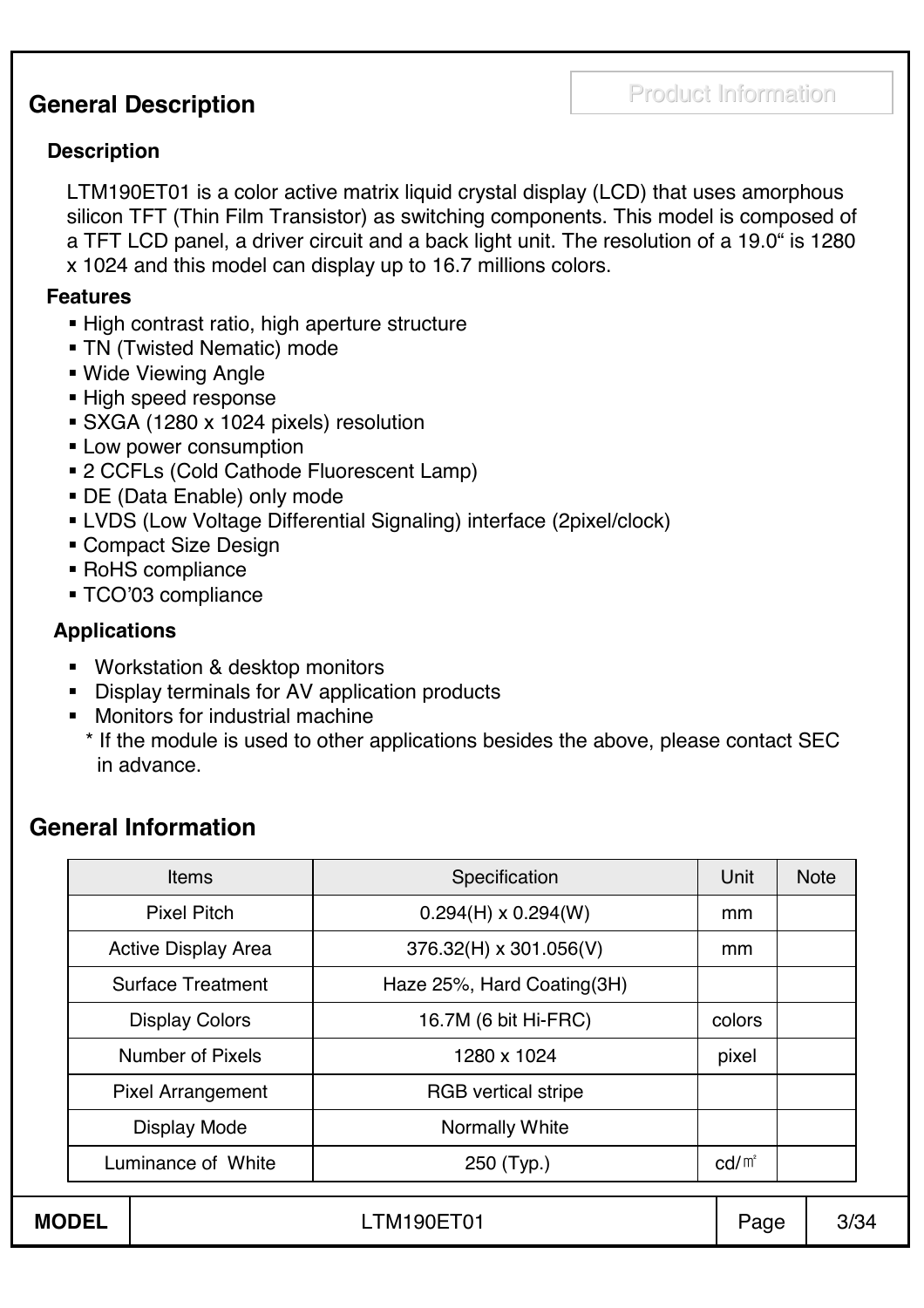## General Description

Product Information

### Description

LTM190ET01 is a color active matrix liquid crystal display (LCD) that uses amorphous silicon TFT (Thin Film Transistor) as switching components. This model is composed of a TFT LCD panel, a driver circuit and a back light unit. The resolution of a 19.0" is 1280 x 1024 and this model can display up to 16.7 millions colors.

### Features

- High contrast ratio, high aperture structure
- TN (Twisted Nematic) mode
- Wide Viewing Angle
- High speed response
- SXGA (1280 x 1024 pixels) resolution
- Low power consumption
- 2 CCFLs (Cold Cathode Fluorescent Lamp)
- DE (Data Enable) only mode
- LVDS (Low Voltage Differential Signaling) interface (2pixel/clock)
- Compact Size Design
- RoHS compliance
- TCO'03 compliance

### Applications

- Workstation & desktop monitors
- Display terminals for AV application products
- Monitors for industrial machine

  * If the module is used to other applications besides the above, please contact SEC in advance.

## General Information

| Items | Specification | Unit | Note |
|---|---|---|---|
| Pixel Pitch | 0.294(H) x 0.294(W) | mm | |
| Active Display Area | 376.32(H) x 301.056(V) | mm | |
| Surface Treatment | Haze 25%, Hard Coating(3H) | | |
| Display Colors | 16.7M (6 bit Hi-FRC) | colors | |
| Number of Pixels | 1280 x 1024 | pixel | |
| Pixel Arrangement | RGB vertical stripe | | |
| Display Mode | Normally White | | |
| Luminance of White | 250 (Typ.) | cd/㎡ | |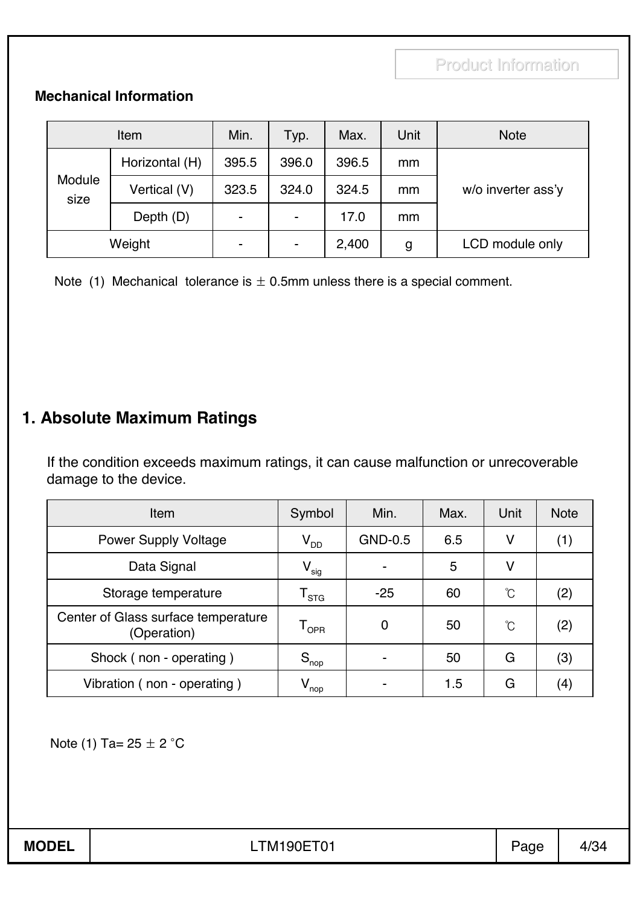**Mechanical Information**

| Item | | Min. | Typ. | Max. | Unit | Note |
|---|---|---|---|---|---|---|
| Module size | Horizontal (H) | 395.5 | 396.0 | 396.5 | mm | w/o inverter ass'y |
| | Vertical (V) | 323.5 | 324.0 | 324.5 | mm | |
| | Depth (D) | - | - | 17.0 | mm | |
| Weight | | - | - | 2,400 | g | LCD module only |

Note (1) Mechanical tolerance is ± 0.5mm unless there is a special comment.

# 1. Absolute Maximum Ratings

If the condition exceeds maximum ratings, it can cause malfunction or unrecoverable damage to the device.

| Item | Symbol | Min. | Max. | Unit | Note |
|---|---|---|---|---|---|
| Power Supply Voltage | $V_{DD}$ | GND-0.5 | 6.5 | V | (1) |
| Data Signal | $V_{sig}$ | - | 5 | V | |
| Storage temperature | $T_{STG}$ | -25 | 60 | ℃ | (2) |
| Center of Glass surface temperature (Operation) | $T_{OPR}$ | 0 | 50 | ℃ | (2) |
| Shock ( non - operating ) | $S_{nop}$ | - | 50 | G | (3) |
| Vibration ( non - operating ) | $V_{nop}$ | - | 1.5 | G | (4) |

Note (1) Ta= 25 ± 2 °C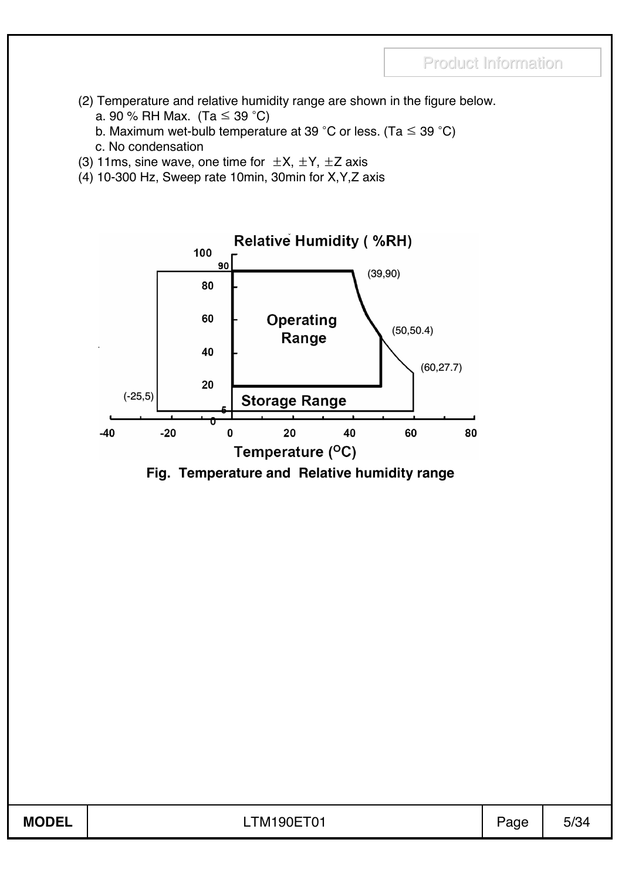(2) Temperature and relative humidity range are shown in the figure below.
   a. 90 % RH Max. (Ta ≤ 39 °C)
   b. Maximum wet-bulb temperature at 39 °C or less. (Ta ≤ 39 °C)
   c. No condensation
(3) 11ms, sine wave, one time for ±X, ±Y, ±Z axis
(4) 10-300 Hz, Sweep rate 10min, 30min for X,Y,Z axis

Fig. Temperature and Relative humidity range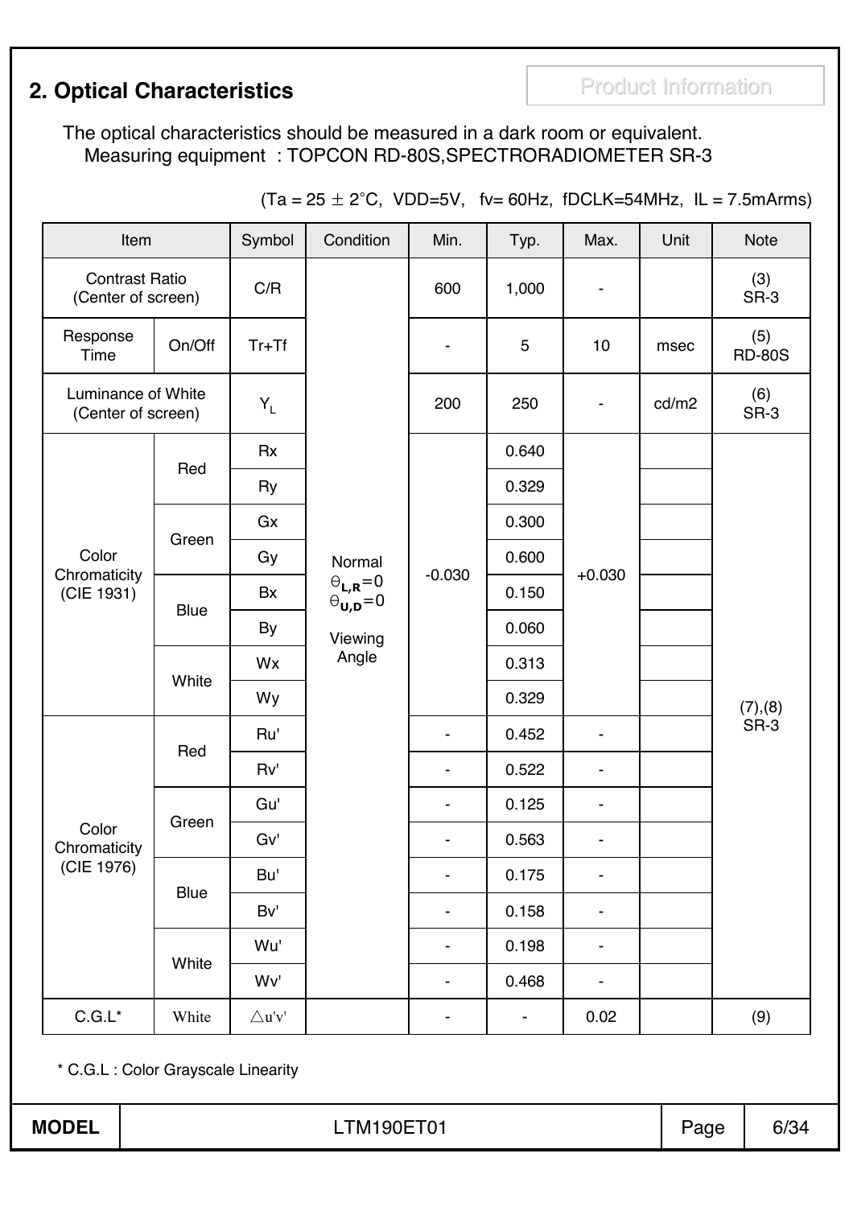## 2. Optical Characteristics

Product Information

The optical characteristics should be measured in a dark room or equivalent.
Measuring equipment : TOPCON RD-80S,SPECTRORADIOMETER SR-3

(Ta = 25 ± 2°C, VDD=5V, fv= 60Hz, fDCLK=54MHz, IL = 7.5mArms)

| Item | | Symbol | Condition | Min. | Typ. | Max. | Unit | Note |
|---|---|---|---|---|---|---|---|---|
| Contrast Ratio (Center of screen) | | C/R | Normal $\Theta_{L,R}=0$ $\Theta_{U,D}=0$ Viewing Angle | 600 | 1,000 | - | | (3) SR-3 |
| Response Time | On/Off | Tr+Tf | | - | 5 | 10 | msec | (5) RD-80S |
| Luminance of White (Center of screen) | | $Y_L$ | | 200 | 250 | - | cd/m2 | (6) SR-3 |
| Color Chromaticity (CIE 1931) | Red | Rx | | -0.030 | 0.640 | +0.030 | | (7),(8) SR-3 |
| | | Ry | | | 0.329 | | | |
| | Green | Gx | | | 0.300 | | | |
| | | Gy | | | 0.600 | | | |
| | Blue | Bx | | | 0.150 | | | |
| | | By | | | 0.060 | | | |
| | White | Wx | | | 0.313 | | | |
| | | Wy | | | 0.329 | | | |
| Color Chromaticity (CIE 1976) | Red | Ru' | | - | 0.452 | - | | |
| | | Rv' | | - | 0.522 | - | | |
| | Green | Gu' | | - | 0.125 | - | | |
| | | Gv' | | - | 0.563 | - | | |
| | Blue | Bu' | | - | 0.175 | - | | |
| | | Bv' | | - | 0.158 | - | | |
| | White | Wu' | | - | 0.198 | - | | |
| | | Wv' | | - | 0.468 | - | | |
| C.G.L* | White | △u'v' | | - | - | 0.02 | | (9) |

* C.G.L : Color Grayscale Linearity

MODEL LTM190ET01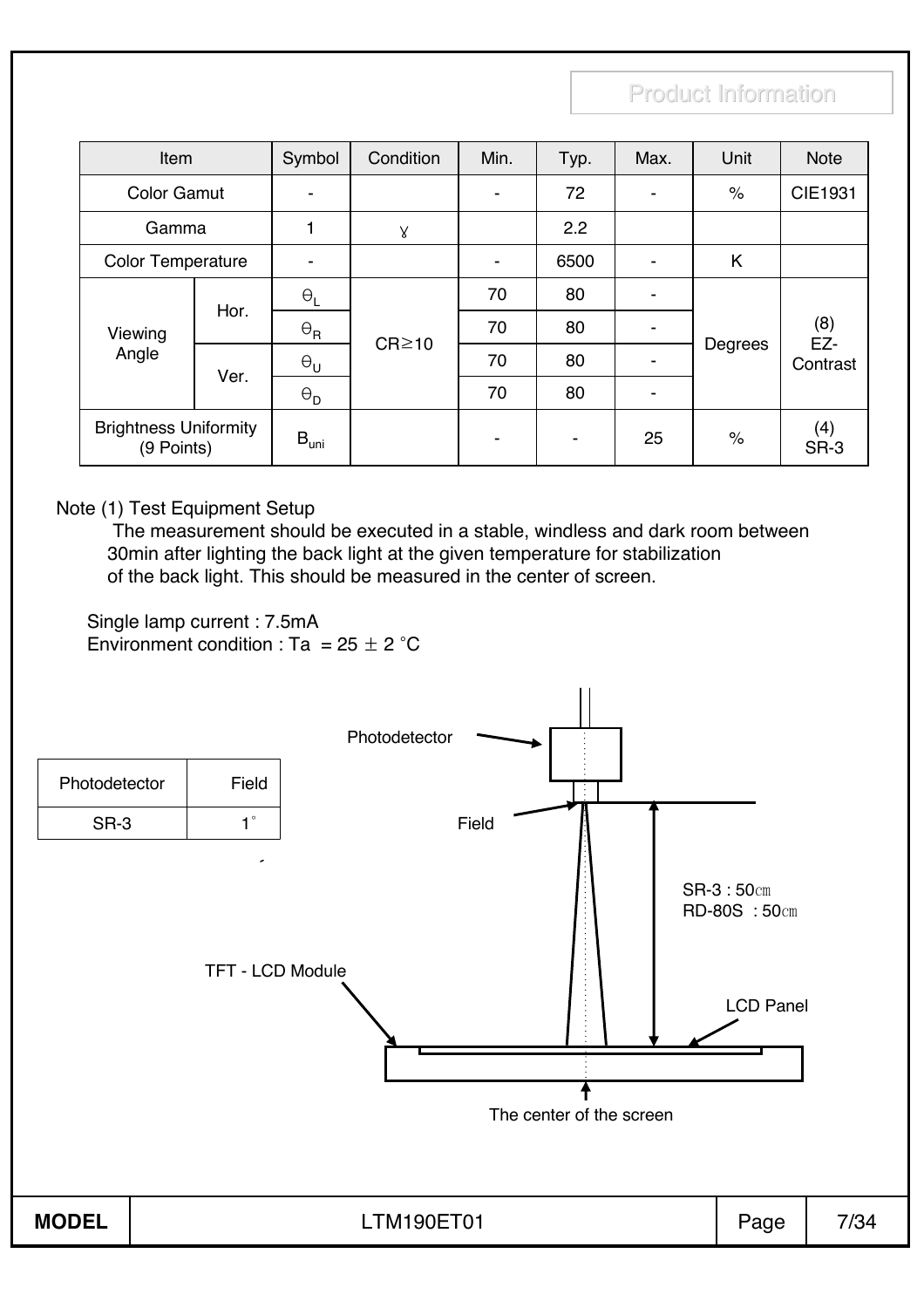Product Information

| Item | | Symbol | Condition | Min. | Typ. | Max. | Unit | Note |
|---|---|---|---|---|---|---|---|---|
| Color Gamut | | - | | - | 72 | - | % | CIE1931 |
| Gamma | | 1 | $\gamma$ | | 2.2 | | | |
| Color Temperature | | - | | - | 6500 | - | K | |
| Viewing Angle | Hor. | $\theta_L$ | CR≥10 | 70 | 80 | - | Degrees | (8) EZ-Contrast |
| | | $\theta_R$ | | 70 | 80 | - | | |
| | Ver. | $\theta_U$ | | 70 | 80 | - | | |
| | | $\theta_D$ | | 70 | 80 | - | | |
| Brightness Uniformity (9 Points) | | $B_{uni}$ | | - | - | 25 | % | (4) SR-3 |

Note (1) Test Equipment Setup

The measurement should be executed in a stable, windless and dark room between 30min after lighting the back light at the given temperature for stabilization of the back light. This should be measured in the center of screen.

Single lamp current : 7.5mA

Environment condition : Ta = 25 ± 2 °C

| Photodetector | Field |
|---|---|
| SR-3 | 1° |

Photodetector

Field

SR-3 : 50㎝

RD-80S : 50㎝

TFT - LCD Module

LCD Panel

The center of the screen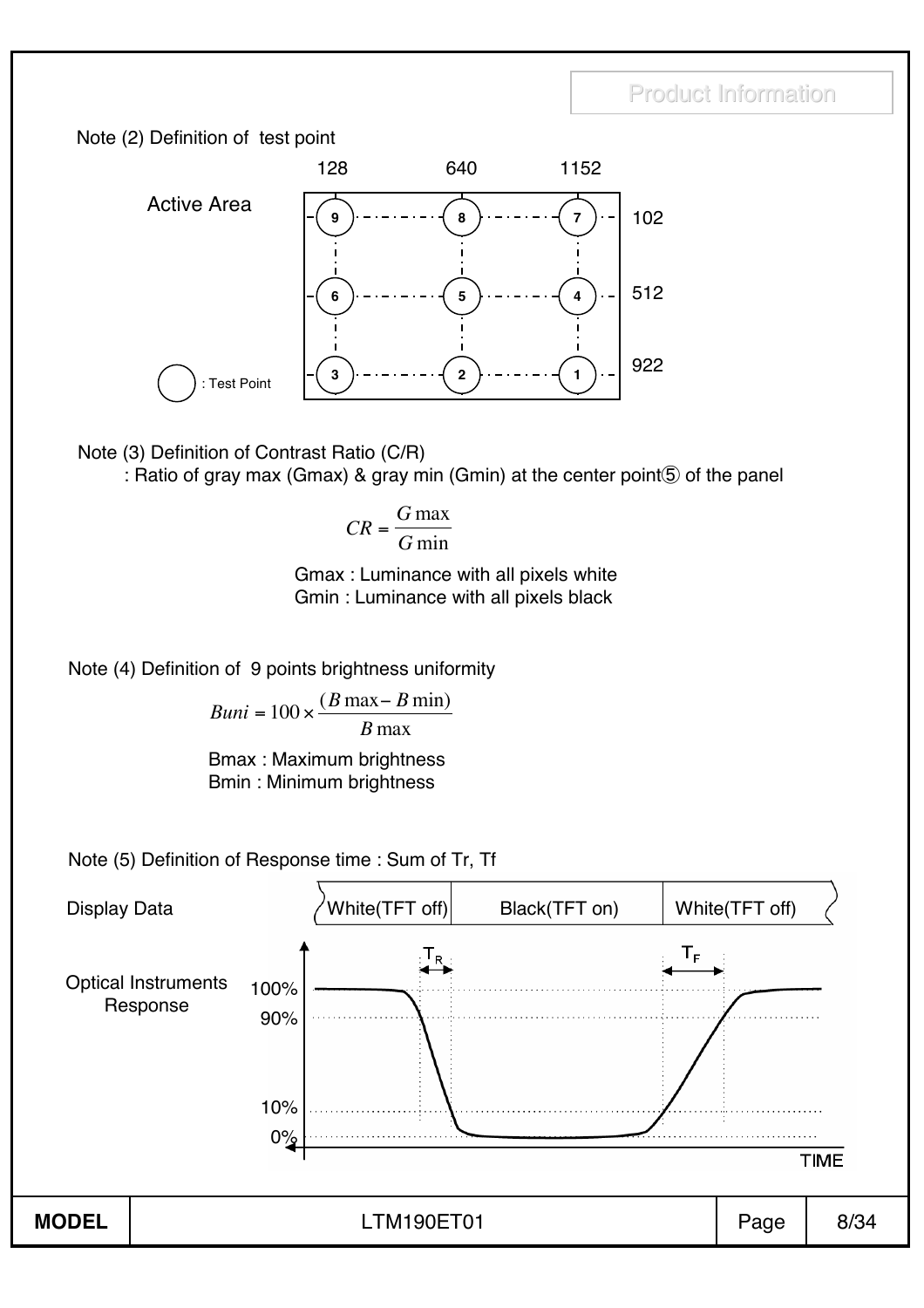Note (2) Definition of test point

Active Area

| | 128 | 640 | 1152 |
|---|---|---|---|
| 102 | 9 | 8 | 7 |
| 512 | 6 | 5 | 4 |
| 922 | 3 | 2 | 1 |

◯ : Test Point

Note (3) Definition of Contrast Ratio (C/R)

: Ratio of gray max (Gmax) & gray min (Gmin) at the center point⑤ of the panel

$$CR = \frac{G\max}{G\min}$$

Gmax : Luminance with all pixels white
Gmin : Luminance with all pixels black

Note (4) Definition of 9 points brightness uniformity

$$Buni = 100 \times \frac{(B\max - B\min)}{B\max}$$

Bmax : Maximum brightness
Bmin : Minimum brightness

Note (5) Definition of Response time : Sum of Tr, Tf

Display Data: White(TFT off) | Black(TFT on) | White(TFT off)

Optical Instruments Response: 100%, 90%, 10%, 0%; $T_R$, $T_F$; TIME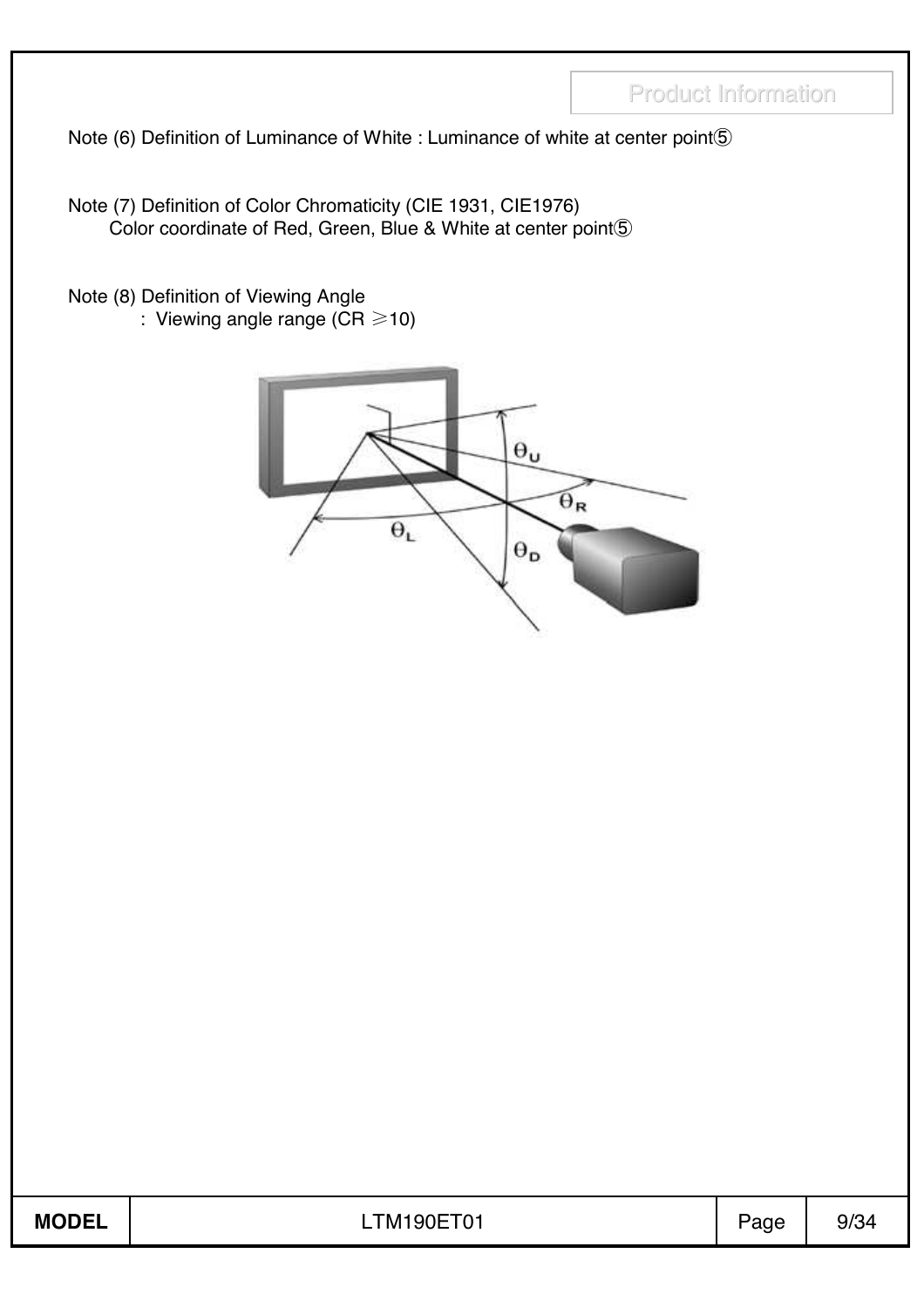Note (6) Definition of Luminance of White : Luminance of white at center point⑤

Note (7) Definition of Color Chromaticity (CIE 1931, CIE1976)
Color coordinate of Red, Green, Blue & White at center point⑤

Note (8) Definition of Viewing Angle
: Viewing angle range (CR ≥10)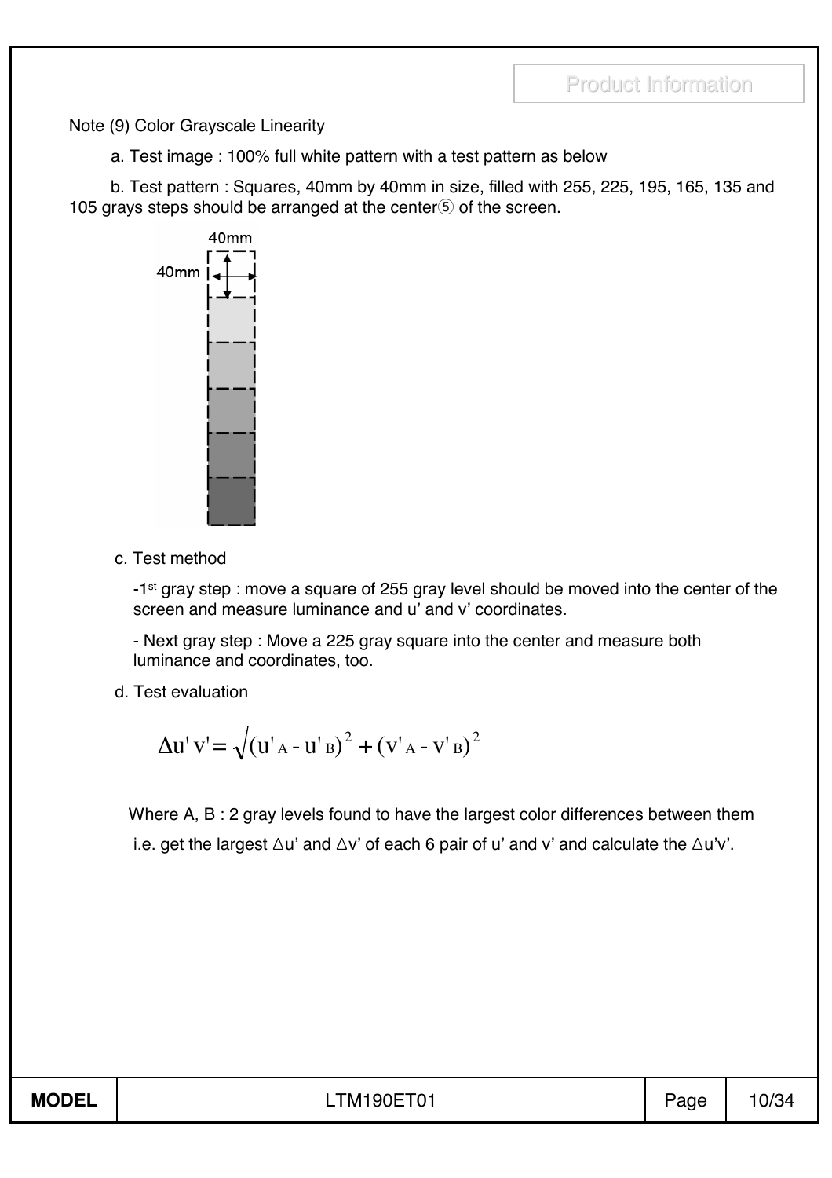Note (9) Color Grayscale Linearity

a. Test image : 100% full white pattern with a test pattern as below

b. Test pattern : Squares, 40mm by 40mm in size, filled with 255, 225, 195, 165, 135 and 105 grays steps should be arranged at the center⑤ of the screen.

c. Test method

-1st gray step : move a square of 255 gray level should be moved into the center of the screen and measure luminance and u' and v' coordinates.

- Next gray step : Move a 225 gray square into the center and measure both luminance and coordinates, too.

d. Test evaluation

$$\Delta u'v' = \sqrt{(u'_A - u'_B)^2 + (v'_A - v'_B)^2}$$

Where A, B : 2 gray levels found to have the largest color differences between them

i.e. get the largest △u' and △v' of each 6 pair of u' and v' and calculate the △u'v'.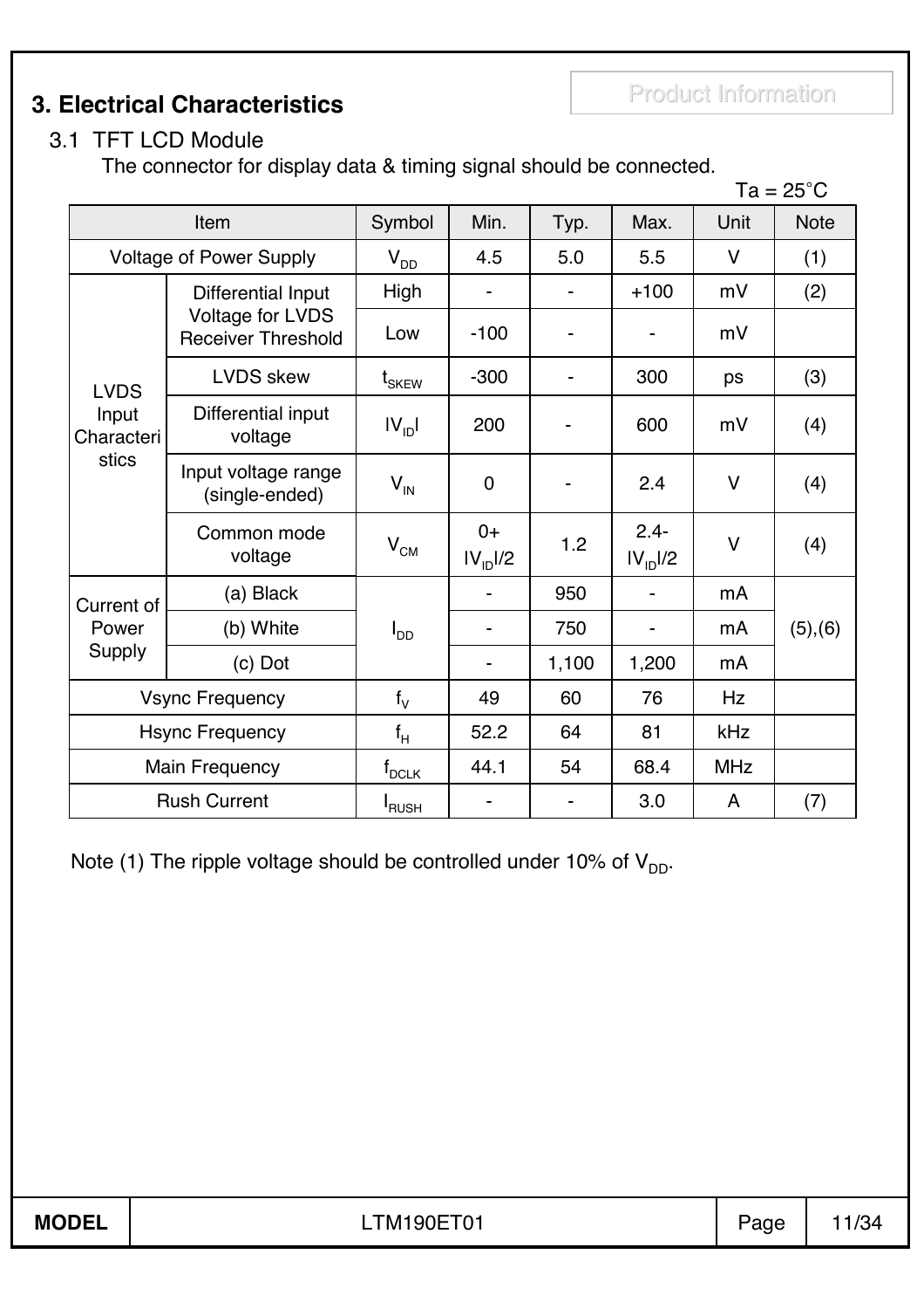## 3. Electrical Characteristics

Product Information

### 3.1 TFT LCD Module

The connector for display data & timing signal should be connected.

Ta = 25°C

| Item | | Symbol | Min. | Typ. | Max. | Unit | Note |
|---|---|---|---|---|---|---|---|
| Voltage of Power Supply | | $V_{DD}$ | 4.5 | 5.0 | 5.5 | V | (1) |
| LVDS Input Characteristics | Differential Input Voltage for LVDS Receiver Threshold | High | - | - | +100 | mV | (2) |
| | | Low | -100 | - | - | mV | |
| | LVDS skew | $t_{SKEW}$ | -300 | - | 300 | ps | (3) |
| | Differential input voltage | $\|V_{ID}\|$ | 200 | - | 600 | mV | (4) |
| | Input voltage range (single-ended) | $V_{IN}$ | 0 | - | 2.4 | V | (4) |
| | Common mode voltage | $V_{CM}$ | $0+\|V_{ID}\|/2$ | 1.2 | $2.4-\|V_{ID}\|/2$ | V | (4) |
| Current of Power Supply | (a) Black | $I_{DD}$ | - | 950 | - | mA | (5),(6) |
| | (b) White | | - | 750 | - | mA | |
| | (c) Dot | | - | 1,100 | 1,200 | mA | |
| Vsync Frequency | | $f_V$ | 49 | 60 | 76 | Hz | |
| Hsync Frequency | | $f_H$ | 52.2 | 64 | 81 | kHz | |
| Main Frequency | | $f_{DCLK}$ | 44.1 | 54 | 68.4 | MHz | |
| Rush Current | | $I_{RUSH}$ | - | - | 3.0 | A | (7) |

Note (1) The ripple voltage should be controlled under 10% of $V_{DD}$.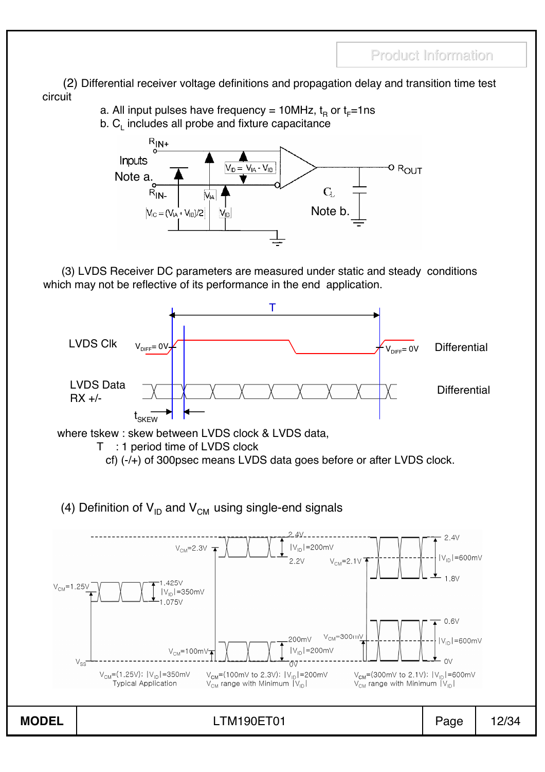(2) Differential receiver voltage definitions and propagation delay and transition time test circuit

a. All input pulses have frequency = 10MHz, $t_R$ or $t_F$=1ns

b. $C_L$ includes all probe and fixture capacitance

$R_{IN+}$

Inputs

Note a.

$R_{IN-}$

$V_{ID} = V_{IA} - V_{IB}$

$V_{IA}$

$V_{IC} = (V_{IA} + V_{IB})/2$

$V_{IB}$

$R_{OUT}$

$C_L$

Note b.

(3) LVDS Receiver DC parameters are measured under static and steady conditions which may not be reflective of its performance in the end application.

T

LVDS Clk $V_{DIFF}$= 0V $V_{DIFF}$= 0V Differential

LVDS Data RX +/- Differential

$t_{SKEW}$

where tskew : skew between LVDS clock & LVDS data,

T : 1 period time of LVDS clock

cf) (-/+) of 300psec means LVDS data goes before or after LVDS clock.

(4) Definition of $V_{ID}$ and $V_{CM}$ using single-end signals

$V_{CM}$=1.25V — 1.425V, $|V_{ID}|$=350mV, 1.075V

$V_{CM}$=2.3V — 2.4V, $|V_{ID}|$=200mV, 2.2V

$V_{CM}$=100mV — 200mV, $|V_{ID}|$=200mV, 0V

$V_{CM}$=2.1V — 2.4V, $|V_{ID}|$=600mV, 1.8V

$V_{CM}$=300mV — 0.6V, $|V_{ID}|$=600mV, 0V

$V_{SS}$

$V_{CM}$=(1.25V); $|V_{ID}|$=350mV
Typical Application

$V_{CM}$=(100mV to 2.3V); $|V_{ID}|$=200mV
$V_{CM}$ range with Minimum $|V_{ID}|$

$V_{CM}$=(300mV to 2.1V); $|V_{ID}|$=600mV
$V_{CM}$ range with Minimum $|V_{ID}|$

| MODEL | LTM190ET01 | Page | 12/34 |
|---|---|---|---|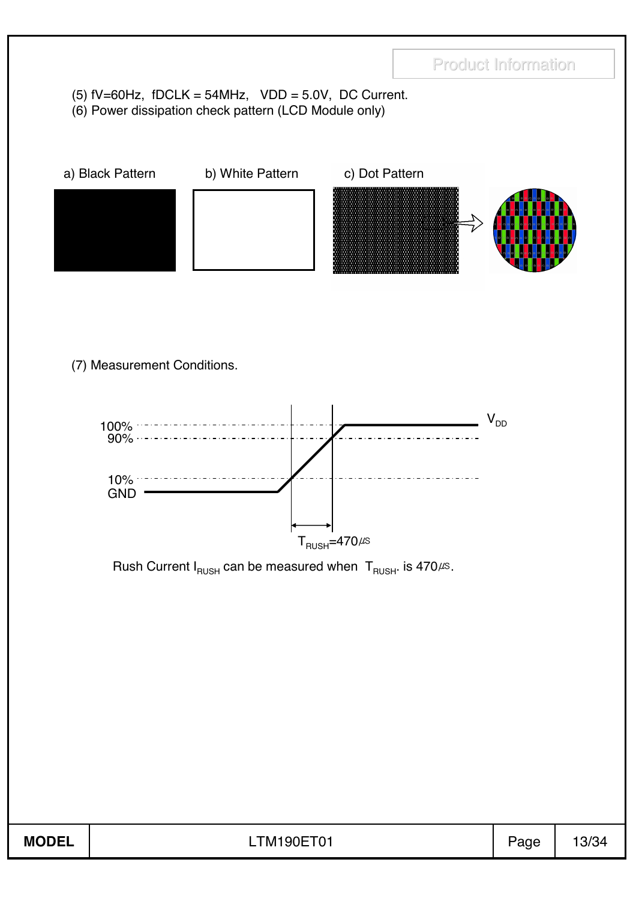(5) fV=60Hz, fDCLK = 54MHz, VDD = 5.0V, DC Current.

(6) Power dissipation check pattern (LCD Module only)

a) Black Pattern b) White Pattern c) Dot Pattern

(7) Measurement Conditions.

100%
90%
10%
GND
$V_{DD}$

$T_{RUSH}$=470㎲

Rush Current $I_{RUSH}$ can be measured when $T_{RUSH}$. is 470㎲.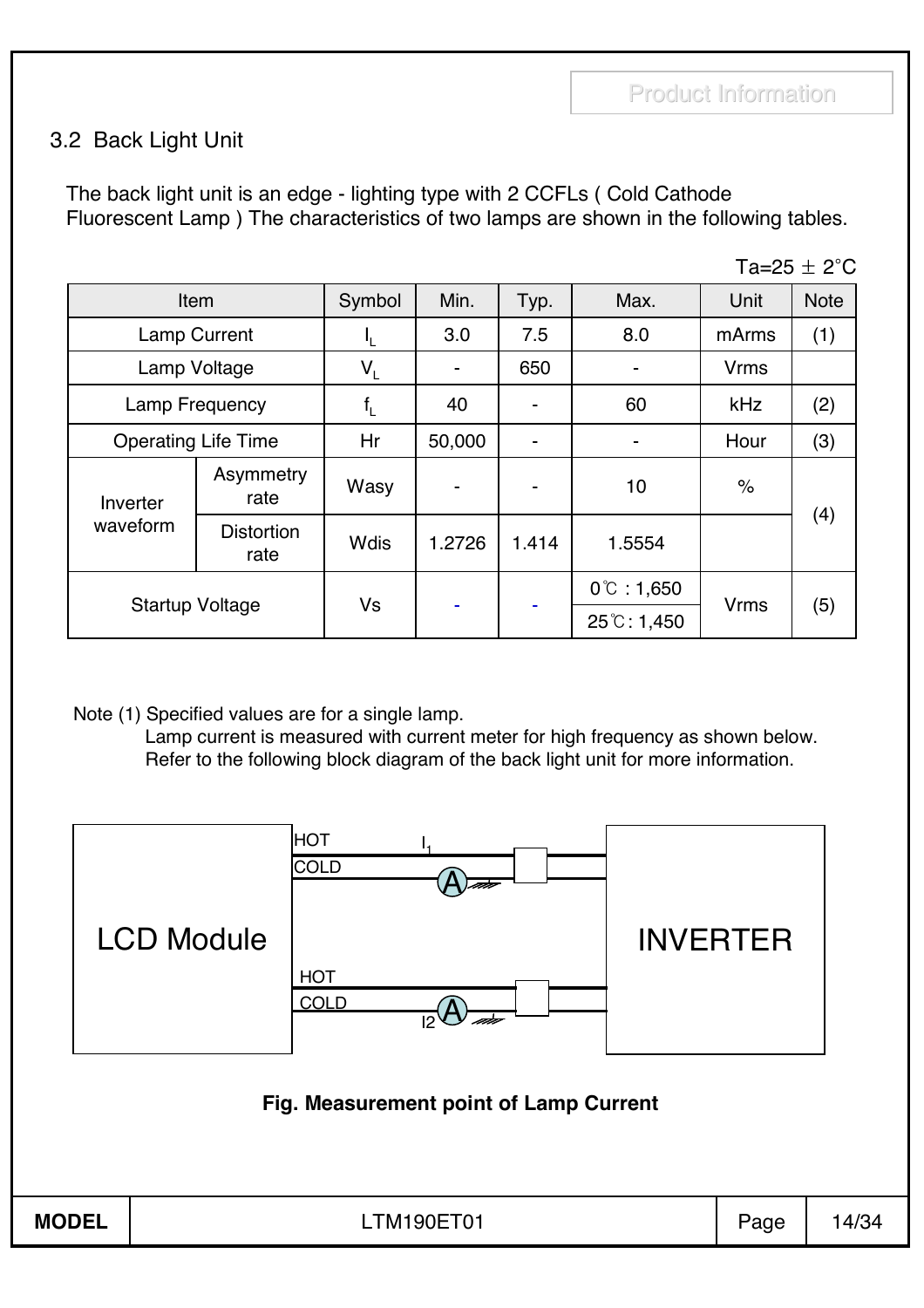## 3.2 Back Light Unit

The back light unit is an edge - lighting type with 2 CCFLs ( Cold Cathode Fluorescent Lamp ) The characteristics of two lamps are shown in the following tables.

Ta=25 ± 2°C

| Item | | Symbol | Min. | Typ. | Max. | Unit | Note |
|---|---|---|---|---|---|---|---|
| Lamp Current | | $I_L$ | 3.0 | 7.5 | 8.0 | mArms | (1) |
| Lamp Voltage | | $V_L$ | - | 650 | - | Vrms | |
| Lamp Frequency | | $f_L$ | 40 | - | 60 | kHz | (2) |
| Operating Life Time | | Hr | 50,000 | - | - | Hour | (3) |
| Inverter waveform | Asymmetry rate | Wasy | - | - | 10 | % | (4) |
| | Distortion rate | Wdis | 1.2726 | 1.414 | 1.5554 | | |
| Startup Voltage | | Vs | - | - | 0℃ : 1,650 | Vrms | (5) |
| | | | | | 25℃: 1,450 | | |

Note (1) Specified values are for a single lamp.
Lamp current is measured with current meter for high frequency as shown below.
Refer to the following block diagram of the back light unit for more information.

LCD Module — HOT / COLD ($I_1$, A) — INVERTER
HOT / COLD (I2, A)

**Fig. Measurement point of Lamp Current**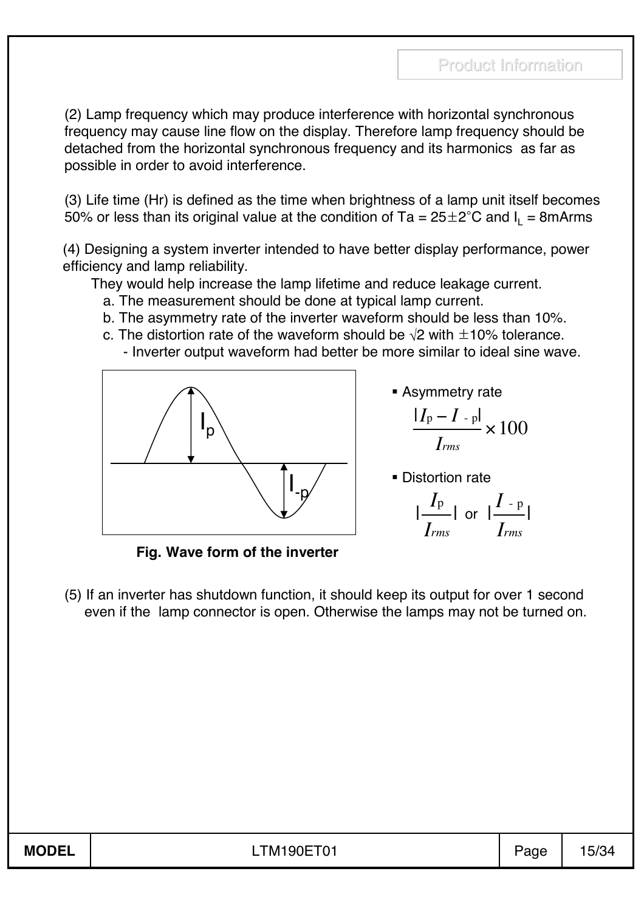(2) Lamp frequency which may produce interference with horizontal synchronous frequency may cause line flow on the display. Therefore lamp frequency should be detached from the horizontal synchronous frequency and its harmonics as far as possible in order to avoid interference.

(3) Life time (Hr) is defined as the time when brightness of a lamp unit itself becomes 50% or less than its original value at the condition of Ta = 25±2°C and $I_L$ = 8mArms

(4) Designing a system inverter intended to have better display performance, power efficiency and lamp reliability.

They would help increase the lamp lifetime and reduce leakage current.

a. The measurement should be done at typical lamp current.

b. The asymmetry rate of the inverter waveform should be less than 10%.

c. The distortion rate of the waveform should be √2 with ±10% tolerance.

- Inverter output waveform had better be more similar to ideal sine wave.

**Fig. Wave form of the inverter**

- Asymmetry rate

$$\frac{|I_p - I_{-p}|}{I_{rms}} \times 100$$

- Distortion rate

$$\left|\frac{I_p}{I_{rms}}\right| \text{ or } \left|\frac{I_{-p}}{I_{rms}}\right|$$

(5) If an inverter has shutdown function, it should keep its output for over 1 second even if the lamp connector is open. Otherwise the lamps may not be turned on.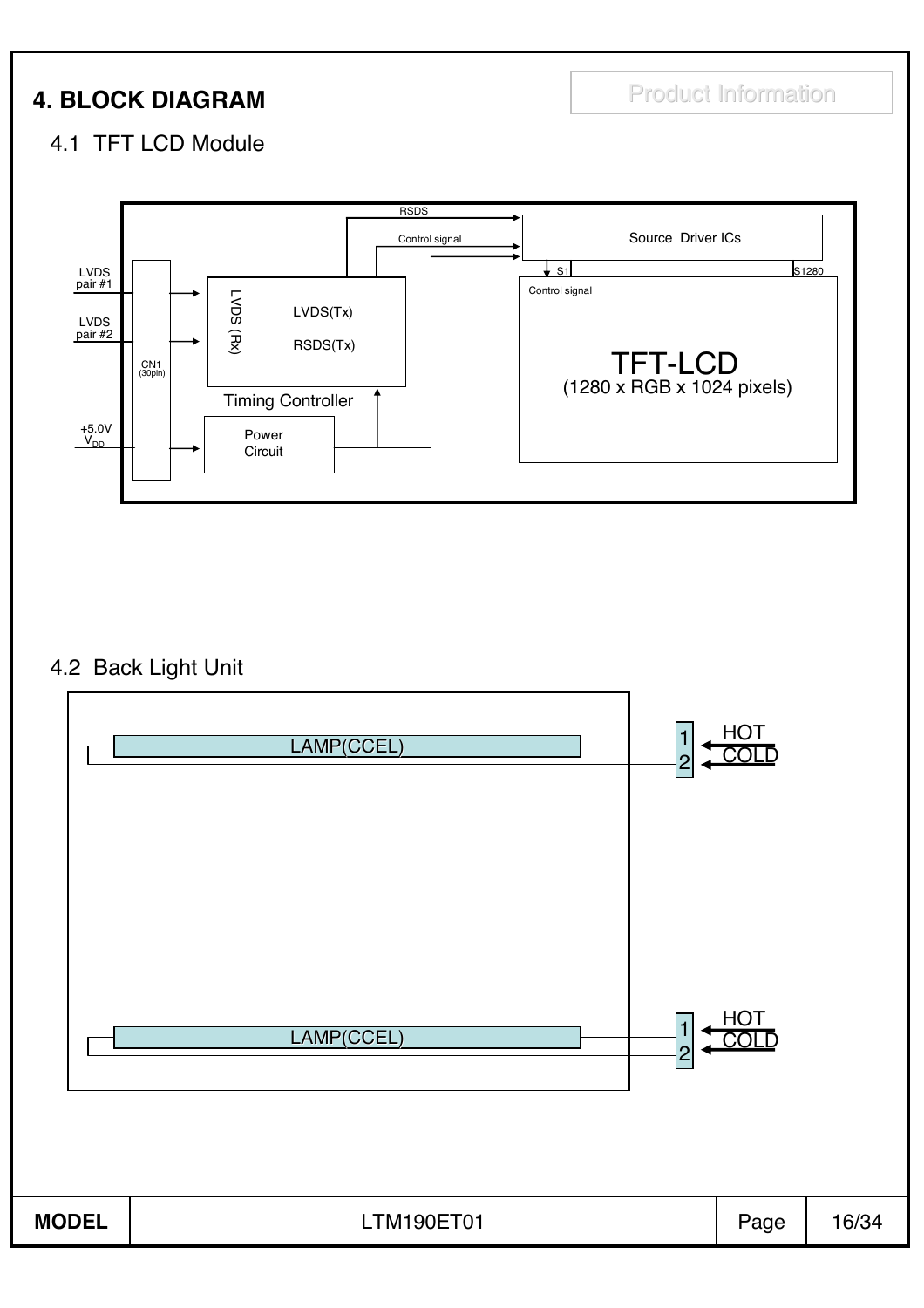# 4. BLOCK DIAGRAM

## 4.1 TFT LCD Module

LVDS pair #1

LVDS pair #2

+5.0V $V_{DD}$

CN1 (30pin)

LVDS (Rx)

LVDS(Tx)

RSDS(Tx)

Timing Controller

Power Circuit

RSDS

Control signal

Source Driver ICs

S1

S1280

Control signal

TFT-LCD

(1280 x RGB x 1024 pixels)

## 4.2 Back Light Unit

LAMP(CCEL)

1 HOT

2 COLD

LAMP(CCEL)

1 HOT

2 COLD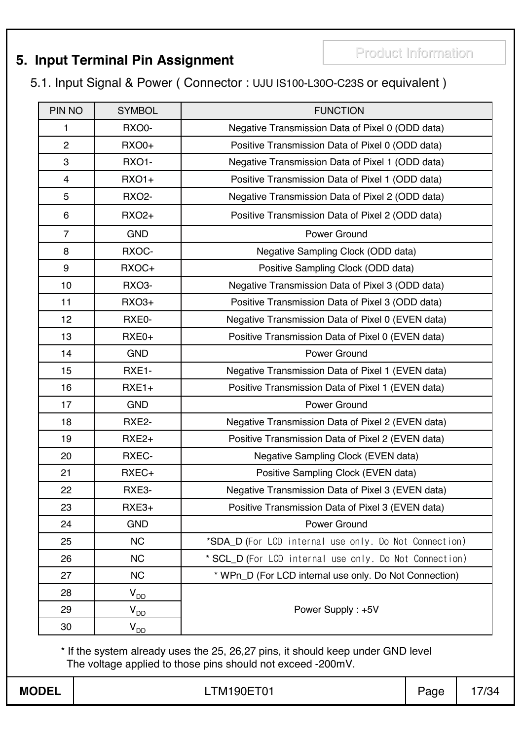## 5. Input Terminal Pin Assignment

5.1. Input Signal & Power ( Connector : UJU IS100-L30O-C23S or equivalent )

| PIN NO | SYMBOL | FUNCTION |
|---|---|---|
| 1 | RXO0- | Negative Transmission Data of Pixel 0 (ODD data) |
| 2 | RXO0+ | Positive Transmission Data of Pixel 0 (ODD data) |
| 3 | RXO1- | Negative Transmission Data of Pixel 1 (ODD data) |
| 4 | RXO1+ | Positive Transmission Data of Pixel 1 (ODD data) |
| 5 | RXO2- | Negative Transmission Data of Pixel 2 (ODD data) |
| 6 | RXO2+ | Positive Transmission Data of Pixel 2 (ODD data) |
| 7 | GND | Power Ground |
| 8 | RXOC- | Negative Sampling Clock (ODD data) |
| 9 | RXOC+ | Positive Sampling Clock (ODD data) |
| 10 | RXO3- | Negative Transmission Data of Pixel 3 (ODD data) |
| 11 | RXO3+ | Positive Transmission Data of Pixel 3 (ODD data) |
| 12 | RXE0- | Negative Transmission Data of Pixel 0 (EVEN data) |
| 13 | RXE0+ | Positive Transmission Data of Pixel 0 (EVEN data) |
| 14 | GND | Power Ground |
| 15 | RXE1- | Negative Transmission Data of Pixel 1 (EVEN data) |
| 16 | RXE1+ | Positive Transmission Data of Pixel 1 (EVEN data) |
| 17 | GND | Power Ground |
| 18 | RXE2- | Negative Transmission Data of Pixel 2 (EVEN data) |
| 19 | RXE2+ | Positive Transmission Data of Pixel 2 (EVEN data) |
| 20 | RXEC- | Negative Sampling Clock (EVEN data) |
| 21 | RXEC+ | Positive Sampling Clock (EVEN data) |
| 22 | RXE3- | Negative Transmission Data of Pixel 3 (EVEN data) |
| 23 | RXE3+ | Positive Transmission Data of Pixel 3 (EVEN data) |
| 24 | GND | Power Ground |
| 25 | NC | *SDA_D (For LCD internal use only. Do Not Connection) |
| 26 | NC | * SCL_D (For LCD internal use only. Do Not Connection) |
| 27 | NC | * WPn_D (For LCD internal use only. Do Not Connection) |
| 28 | $V_{DD}$ | Power Supply : +5V |
| 29 | $V_{DD}$ | |
| 30 | $V_{DD}$ | |

* If the system already uses the 25, 26,27 pins, it should keep under GND level
  The voltage applied to those pins should not exceed -200mV.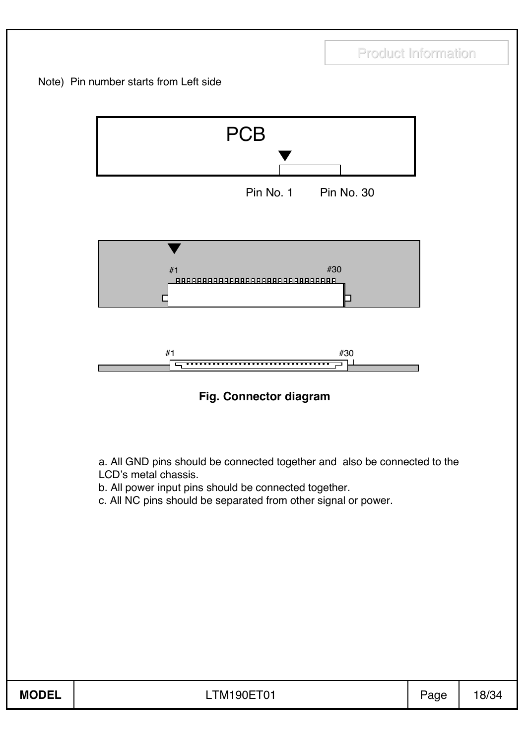Note) Pin number starts from Left side

PCB

Pin No. 1 Pin No. 30

#1 #30

#1 #30

**Fig. Connector diagram**

a. All GND pins should be connected together and also be connected to the LCD's metal chassis.
b. All power input pins should be connected together.
c. All NC pins should be separated from other signal or power.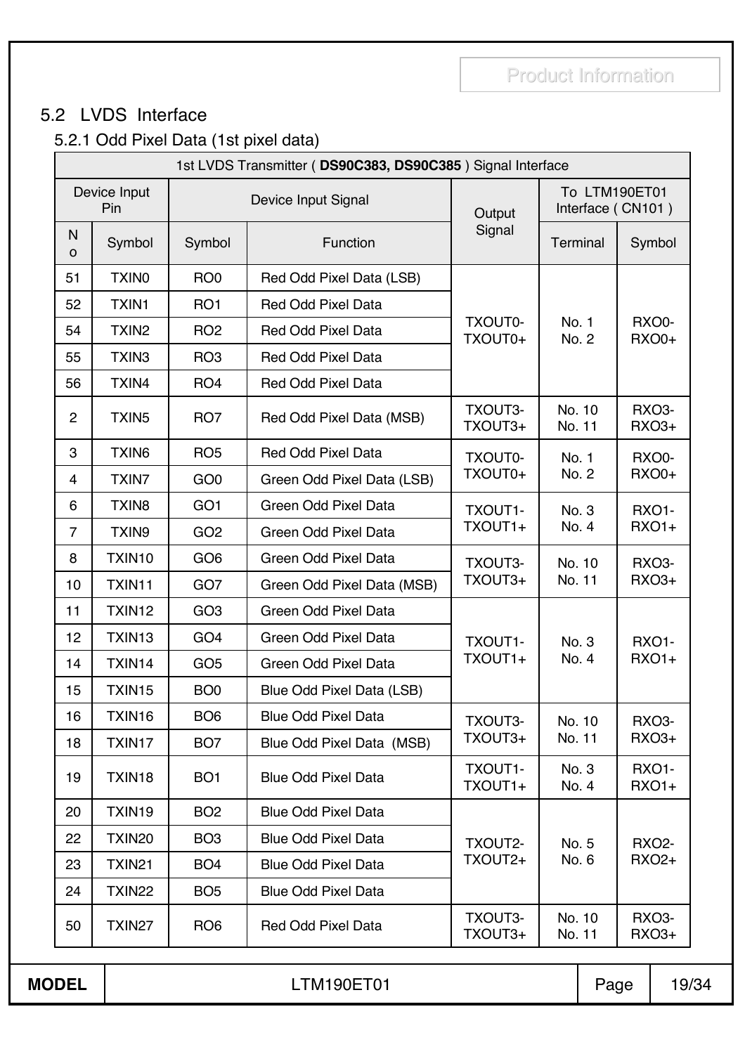## 5.2 LVDS Interface

### 5.2.1 Odd Pixel Data (1st pixel data)

| 1st LVDS Transmitter ( **DS90C383, DS90C385** ) Signal Interface | | | | | | |
|---|---|---|---|---|---|---|
| Device Input Pin | | Device Input Signal | | Output Signal | To LTM190ET01 Interface ( CN101 ) | |
| No | Symbol | Symbol | Function | | Terminal | Symbol |
| 51 | TXIN0 | RO0 | Red Odd Pixel Data (LSB) | TXOUT0- TXOUT0+ | No. 1 No. 2 | RXO0- RXO0+ |
| 52 | TXIN1 | RO1 | Red Odd Pixel Data | | | |
| 54 | TXIN2 | RO2 | Red Odd Pixel Data | | | |
| 55 | TXIN3 | RO3 | Red Odd Pixel Data | | | |
| 56 | TXIN4 | RO4 | Red Odd Pixel Data | | | |
| 2 | TXIN5 | RO7 | Red Odd Pixel Data (MSB) | TXOUT3- TXOUT3+ | No. 10 No. 11 | RXO3- RXO3+ |
| 3 | TXIN6 | RO5 | Red Odd Pixel Data | TXOUT0- TXOUT0+ | No. 1 No. 2 | RXO0- RXO0+ |
| 4 | TXIN7 | GO0 | Green Odd Pixel Data (LSB) | | | |
| 6 | TXIN8 | GO1 | Green Odd Pixel Data | TXOUT1- TXOUT1+ | No. 3 No. 4 | RXO1- RXO1+ |
| 7 | TXIN9 | GO2 | Green Odd Pixel Data | | | |
| 8 | TXIN10 | GO6 | Green Odd Pixel Data | TXOUT3- TXOUT3+ | No. 10 No. 11 | RXO3- RXO3+ |
| 10 | TXIN11 | GO7 | Green Odd Pixel Data (MSB) | | | |
| 11 | TXIN12 | GO3 | Green Odd Pixel Data | TXOUT1- TXOUT1+ | No. 3 No. 4 | RXO1- RXO1+ |
| 12 | TXIN13 | GO4 | Green Odd Pixel Data | | | |
| 14 | TXIN14 | GO5 | Green Odd Pixel Data | | | |
| 15 | TXIN15 | BO0 | Blue Odd Pixel Data (LSB) | | | |
| 16 | TXIN16 | BO6 | Blue Odd Pixel Data | TXOUT3- TXOUT3+ | No. 10 No. 11 | RXO3- RXO3+ |
| 18 | TXIN17 | BO7 | Blue Odd Pixel Data (MSB) | | | |
| 19 | TXIN18 | BO1 | Blue Odd Pixel Data | TXOUT1- TXOUT1+ | No. 3 No. 4 | RXO1- RXO1+ |
| 20 | TXIN19 | BO2 | Blue Odd Pixel Data | TXOUT2- TXOUT2+ | No. 5 No. 6 | RXO2- RXO2+ |
| 22 | TXIN20 | BO3 | Blue Odd Pixel Data | | | |
| 23 | TXIN21 | BO4 | Blue Odd Pixel Data | | | |
| 24 | TXIN22 | BO5 | Blue Odd Pixel Data | | | |
| 50 | TXIN27 | RO6 | Red Odd Pixel Data | TXOUT3- TXOUT3+ | No. 10 No. 11 | RXO3- RXO3+ |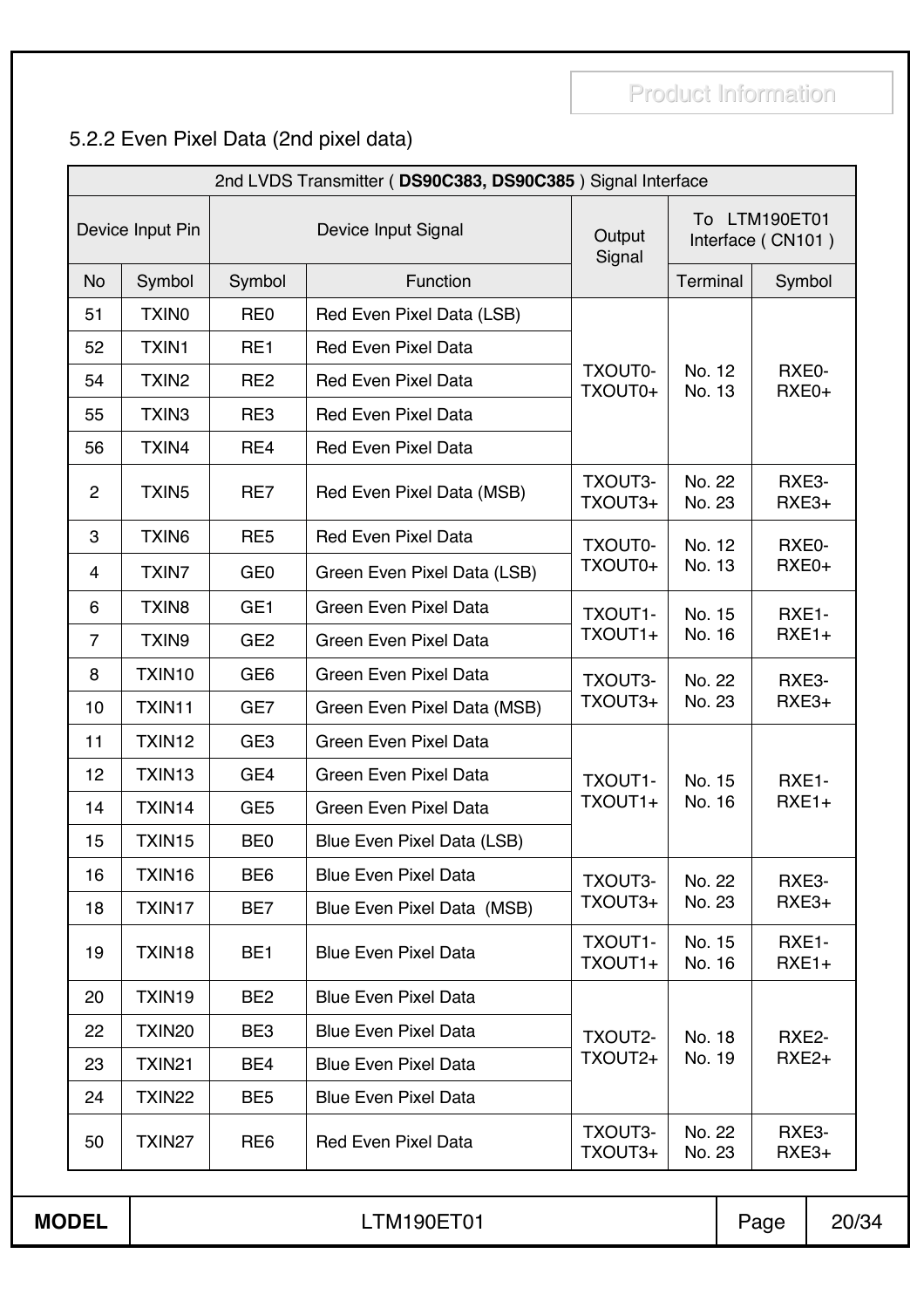### 5.2.2 Even Pixel Data (2nd pixel data)

| 2nd LVDS Transmitter ( **DS90C383, DS90C385** ) Signal Interface | | | | | | |
|---|---|---|---|---|---|---|
| Device Input Pin | | Device Input Signal | | Output Signal | To LTM190ET01 Interface ( CN101 ) | |
| No | Symbol | Symbol | Function | | Terminal | Symbol |
| 51 | TXIN0 | RE0 | Red Even Pixel Data (LSB) | TXOUT0- TXOUT0+ | No. 12 No. 13 | RXE0- RXE0+ |
| 52 | TXIN1 | RE1 | Red Even Pixel Data | | | |
| 54 | TXIN2 | RE2 | Red Even Pixel Data | | | |
| 55 | TXIN3 | RE3 | Red Even Pixel Data | | | |
| 56 | TXIN4 | RE4 | Red Even Pixel Data | | | |
| 2 | TXIN5 | RE7 | Red Even Pixel Data (MSB) | TXOUT3- TXOUT3+ | No. 22 No. 23 | RXE3- RXE3+ |
| 3 | TXIN6 | RE5 | Red Even Pixel Data | TXOUT0- TXOUT0+ | No. 12 No. 13 | RXE0- RXE0+ |
| 4 | TXIN7 | GE0 | Green Even Pixel Data (LSB) | | | |
| 6 | TXIN8 | GE1 | Green Even Pixel Data | TXOUT1- TXOUT1+ | No. 15 No. 16 | RXE1- RXE1+ |
| 7 | TXIN9 | GE2 | Green Even Pixel Data | | | |
| 8 | TXIN10 | GE6 | Green Even Pixel Data | TXOUT3- TXOUT3+ | No. 22 No. 23 | RXE3- RXE3+ |
| 10 | TXIN11 | GE7 | Green Even Pixel Data (MSB) | | | |
| 11 | TXIN12 | GE3 | Green Even Pixel Data | TXOUT1- TXOUT1+ | No. 15 No. 16 | RXE1- RXE1+ |
| 12 | TXIN13 | GE4 | Green Even Pixel Data | | | |
| 14 | TXIN14 | GE5 | Green Even Pixel Data | | | |
| 15 | TXIN15 | BE0 | Blue Even Pixel Data (LSB) | | | |
| 16 | TXIN16 | BE6 | Blue Even Pixel Data | TXOUT3- TXOUT3+ | No. 22 No. 23 | RXE3- RXE3+ |
| 18 | TXIN17 | BE7 | Blue Even Pixel Data (MSB) | | | |
| 19 | TXIN18 | BE1 | Blue Even Pixel Data | TXOUT1- TXOUT1+ | No. 15 No. 16 | RXE1- RXE1+ |
| 20 | TXIN19 | BE2 | Blue Even Pixel Data | TXOUT2- TXOUT2+ | No. 18 No. 19 | RXE2- RXE2+ |
| 22 | TXIN20 | BE3 | Blue Even Pixel Data | | | |
| 23 | TXIN21 | BE4 | Blue Even Pixel Data | | | |
| 24 | TXIN22 | BE5 | Blue Even Pixel Data | | | |
| 50 | TXIN27 | RE6 | Red Even Pixel Data | TXOUT3- TXOUT3+ | No. 22 No. 23 | RXE3- RXE3+ |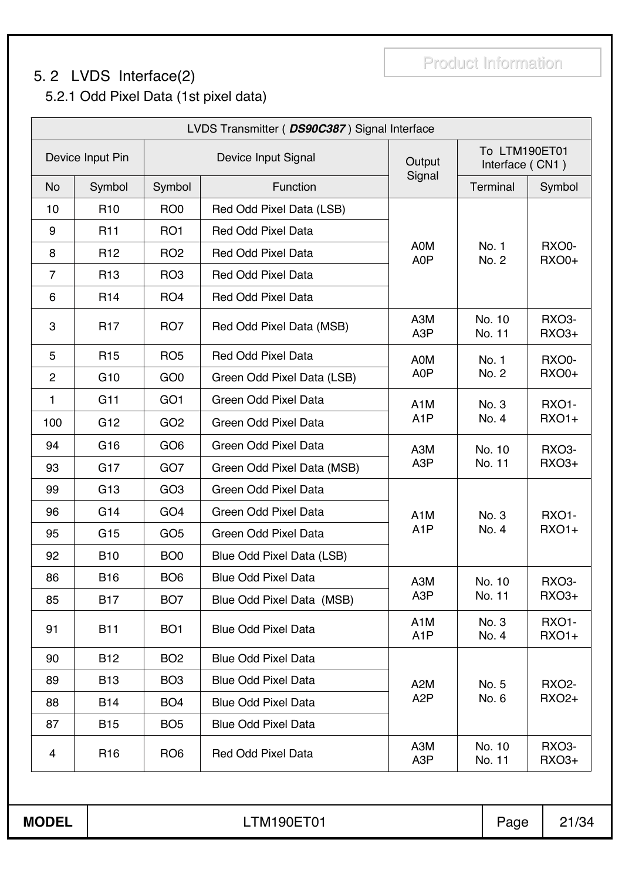## 5. 2 LVDS Interface(2)

### 5.2.1 Odd Pixel Data (1st pixel data)

| LVDS Transmitter ( ***DS90C387*** ) Signal Interface | | | | | | |
|---|---|---|---|---|---|---|
| Device Input Pin | | Device Input Signal | | Output Signal | To LTM190ET01 Interface ( CN1 ) | |
| No | Symbol | Symbol | Function | | Terminal | Symbol |
| 10 | R10 | RO0 | Red Odd Pixel Data (LSB) | A0M A0P | No. 1 No. 2 | RXO0- RXO0+ |
| 9 | R11 | RO1 | Red Odd Pixel Data | | | |
| 8 | R12 | RO2 | Red Odd Pixel Data | | | |
| 7 | R13 | RO3 | Red Odd Pixel Data | | | |
| 6 | R14 | RO4 | Red Odd Pixel Data | | | |
| 3 | R17 | RO7 | Red Odd Pixel Data (MSB) | A3M A3P | No. 10 No. 11 | RXO3- RXO3+ |
| 5 | R15 | RO5 | Red Odd Pixel Data | A0M A0P | No. 1 No. 2 | RXO0- RXO0+ |
| 2 | G10 | GO0 | Green Odd Pixel Data (LSB) | | | |
| 1 | G11 | GO1 | Green Odd Pixel Data | A1M A1P | No. 3 No. 4 | RXO1- RXO1+ |
| 100 | G12 | GO2 | Green Odd Pixel Data | | | |
| 94 | G16 | GO6 | Green Odd Pixel Data | A3M A3P | No. 10 No. 11 | RXO3- RXO3+ |
| 93 | G17 | GO7 | Green Odd Pixel Data (MSB) | | | |
| 99 | G13 | GO3 | Green Odd Pixel Data | A1M A1P | No. 3 No. 4 | RXO1- RXO1+ |
| 96 | G14 | GO4 | Green Odd Pixel Data | | | |
| 95 | G15 | GO5 | Green Odd Pixel Data | | | |
| 92 | B10 | BO0 | Blue Odd Pixel Data (LSB) | | | |
| 86 | B16 | BO6 | Blue Odd Pixel Data | A3M A3P | No. 10 No. 11 | RXO3- RXO3+ |
| 85 | B17 | BO7 | Blue Odd Pixel Data (MSB) | | | |
| 91 | B11 | BO1 | Blue Odd Pixel Data | A1M A1P | No. 3 No. 4 | RXO1- RXO1+ |
| 90 | B12 | BO2 | Blue Odd Pixel Data | A2M A2P | No. 5 No. 6 | RXO2- RXO2+ |
| 89 | B13 | BO3 | Blue Odd Pixel Data | | | |
| 88 | B14 | BO4 | Blue Odd Pixel Data | | | |
| 87 | B15 | BO5 | Blue Odd Pixel Data | | | |
| 4 | R16 | RO6 | Red Odd Pixel Data | A3M A3P | No. 10 No. 11 | RXO3- RXO3+ |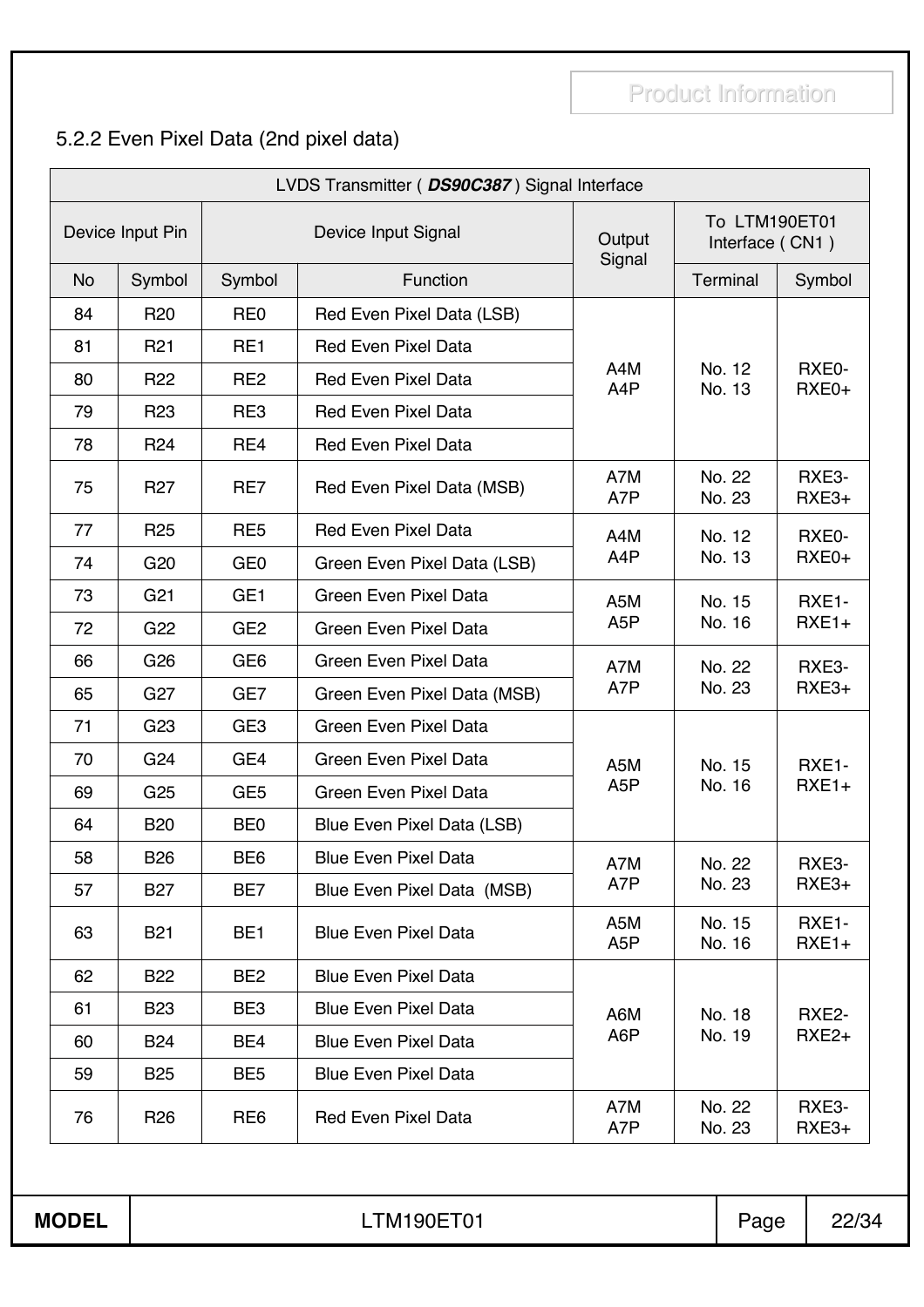### 5.2.2 Even Pixel Data (2nd pixel data)

| LVDS Transmitter ( ***DS90C387*** ) Signal Interface | | | | | | |
|---|---|---|---|---|---|---|
| Device Input Pin | | Device Input Signal | | Output Signal | To LTM190ET01 Interface ( CN1 ) | |
| No | Symbol | Symbol | Function | | Terminal | Symbol |
| 84 | R20 | RE0 | Red Even Pixel Data (LSB) | A4M A4P | No. 12 No. 13 | RXE0- RXE0+ |
| 81 | R21 | RE1 | Red Even Pixel Data | | | |
| 80 | R22 | RE2 | Red Even Pixel Data | | | |
| 79 | R23 | RE3 | Red Even Pixel Data | | | |
| 78 | R24 | RE4 | Red Even Pixel Data | | | |
| 75 | R27 | RE7 | Red Even Pixel Data (MSB) | A7M A7P | No. 22 No. 23 | RXE3- RXE3+ |
| 77 | R25 | RE5 | Red Even Pixel Data | A4M A4P | No. 12 No. 13 | RXE0- RXE0+ |
| 74 | G20 | GE0 | Green Even Pixel Data (LSB) | | | |
| 73 | G21 | GE1 | Green Even Pixel Data | A5M A5P | No. 15 No. 16 | RXE1- RXE1+ |
| 72 | G22 | GE2 | Green Even Pixel Data | | | |
| 66 | G26 | GE6 | Green Even Pixel Data | A7M A7P | No. 22 No. 23 | RXE3- RXE3+ |
| 65 | G27 | GE7 | Green Even Pixel Data (MSB) | | | |
| 71 | G23 | GE3 | Green Even Pixel Data | A5M A5P | No. 15 No. 16 | RXE1- RXE1+ |
| 70 | G24 | GE4 | Green Even Pixel Data | | | |
| 69 | G25 | GE5 | Green Even Pixel Data | | | |
| 64 | B20 | BE0 | Blue Even Pixel Data (LSB) | | | |
| 58 | B26 | BE6 | Blue Even Pixel Data | A7M A7P | No. 22 No. 23 | RXE3- RXE3+ |
| 57 | B27 | BE7 | Blue Even Pixel Data (MSB) | | | |
| 63 | B21 | BE1 | Blue Even Pixel Data | A5M A5P | No. 15 No. 16 | RXE1- RXE1+ |
| 62 | B22 | BE2 | Blue Even Pixel Data | A6M A6P | No. 18 No. 19 | RXE2- RXE2+ |
| 61 | B23 | BE3 | Blue Even Pixel Data | | | |
| 60 | B24 | BE4 | Blue Even Pixel Data | | | |
| 59 | B25 | BE5 | Blue Even Pixel Data | | | |
| 76 | R26 | RE6 | Red Even Pixel Data | A7M A7P | No. 22 No. 23 | RXE3- RXE3+ |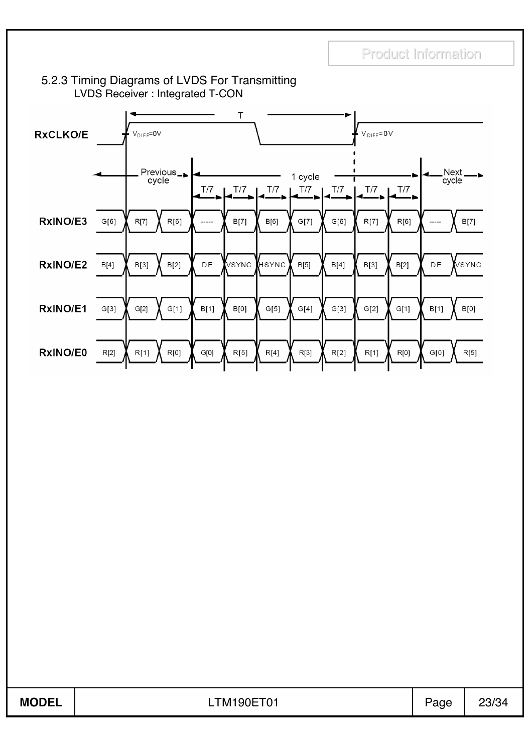### 5.2.3 Timing Diagrams of LVDS For Transmitting

LVDS Receiver : Integrated T-CON

| Signal | Previous cycle | | | 1 cycle (T/7) | T/7 | T/7 | T/7 | T/7 | T/7 | T/7 | Next cycle | |
|---|---|---|---|---|---|---|---|---|---|---|---|---|
| RxCLKO/E | | $V_{DIFF}$=0V | | | | | | | $V_{DIFF}$=0V | | | |
| RxINO/E3 | G[6] | R[7] | R[6] | ----- | B[7] | B[6] | G[7] | G[6] | R[7] | R[6] | ----- | B[7] |
| RxINO/E2 | B[4] | B[3] | B[2] | DE | VSYNC | HSYNC | B[5] | B[4] | B[3] | B[2] | DE | VSYNC |
| RxINO/E1 | G[3] | G[2] | G[1] | B[1] | B[0] | G[5] | G[4] | G[3] | G[2] | G[1] | B[1] | B[0] |
| RxINO/E0 | R[2] | R[1] | R[0] | G[0] | R[5] | R[4] | R[3] | R[2] | R[1] | R[0] | G[0] | R[5] |

| MODEL | LTM190ET01 |
|---|---|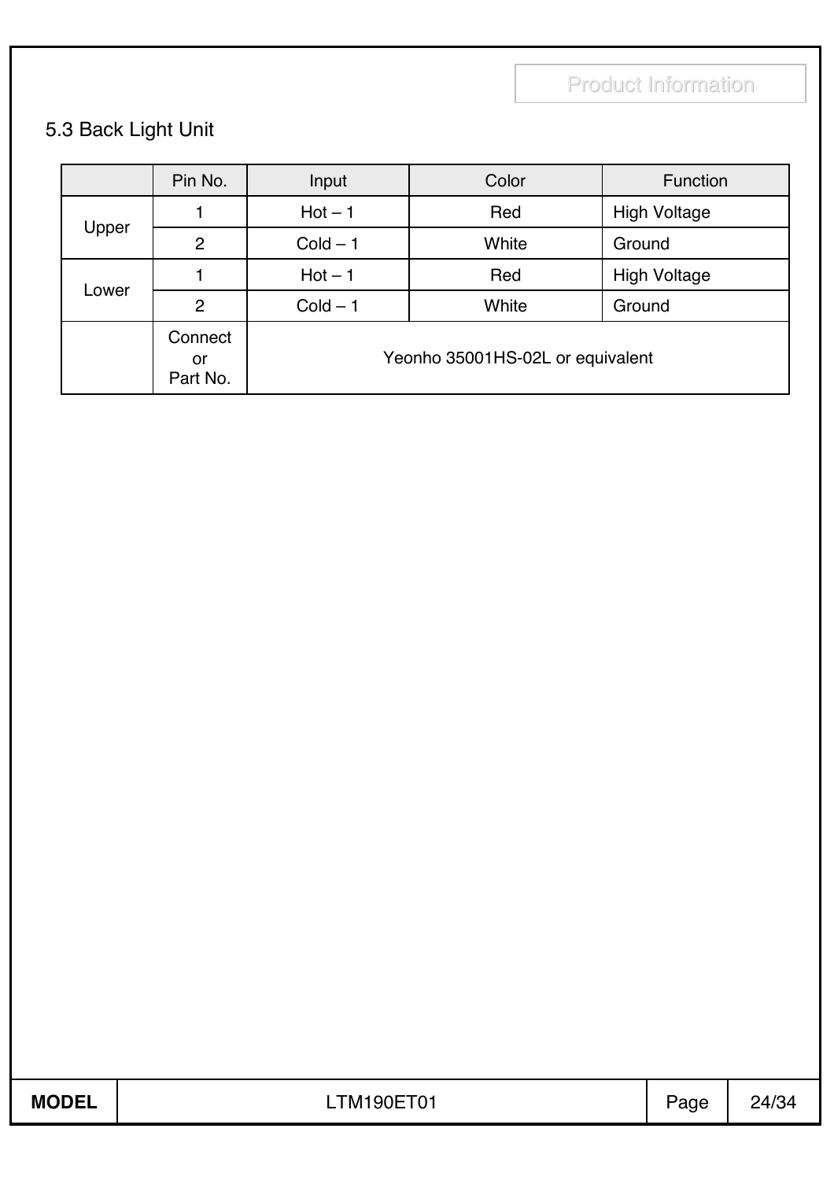## 5.3 Back Light Unit

| | Pin No. | Input | Color | Function |
|---|---|---|---|---|
| Upper | 1 | Hot – 1 | Red | High Voltage |
| | 2 | Cold – 1 | White | Ground |
| Lower | 1 | Hot – 1 | Red | High Voltage |
| | 2 | Cold – 1 | White | Ground |
| | Connector Part No. | Yeonho 35001HS-02L or equivalent | | |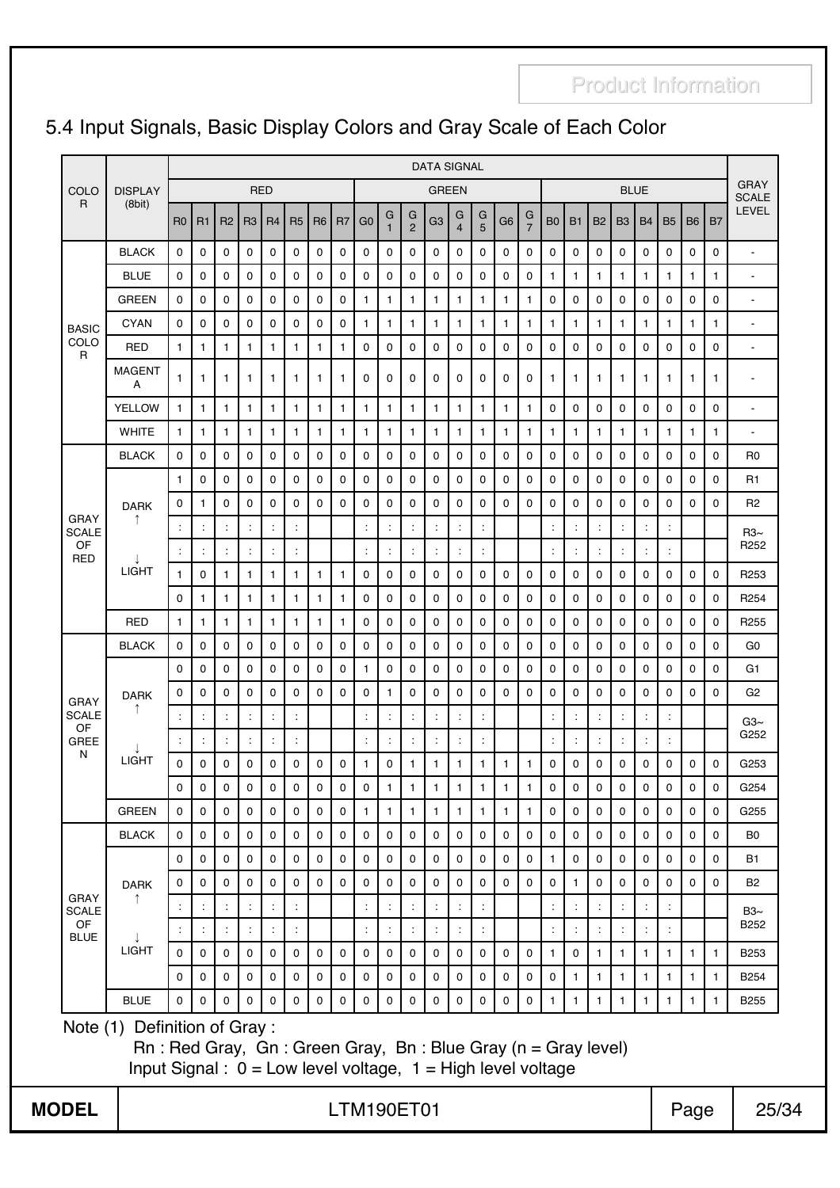# 5.4 Input Signals, Basic Display Colors and Gray Scale of Each Color

| COLOR | DISPLAY (8bit) | RED | | | | | | | | GREEN | | | | | | | | BLUE | | | | | | | | GRAY SCALE LEVEL |
|---|---|---|---|---|---|---|---|---|---|---|---|---|---|---|---|---|---|---|---|---|---|---|---|---|---|---|
| | | R0 | R1 | R2 | R3 | R4 | R5 | R6 | R7 | G0 | G1 | G2 | G3 | G4 | G5 | G6 | G7 | B0 | B1 | B2 | B3 | B4 | B5 | B6 | B7 | |
| BASIC COLOR | BLACK | 0 | 0 | 0 | 0 | 0 | 0 | 0 | 0 | 0 | 0 | 0 | 0 | 0 | 0 | 0 | 0 | 0 | 0 | 0 | 0 | 0 | 0 | 0 | 0 | - |
| | BLUE | 0 | 0 | 0 | 0 | 0 | 0 | 0 | 0 | 0 | 0 | 0 | 0 | 0 | 0 | 0 | 0 | 1 | 1 | 1 | 1 | 1 | 1 | 1 | 1 | - |
| | GREEN | 0 | 0 | 0 | 0 | 0 | 0 | 0 | 0 | 1 | 1 | 1 | 1 | 1 | 1 | 1 | 1 | 0 | 0 | 0 | 0 | 0 | 0 | 0 | 0 | - |
| | CYAN | 0 | 0 | 0 | 0 | 0 | 0 | 0 | 0 | 1 | 1 | 1 | 1 | 1 | 1 | 1 | 1 | 1 | 1 | 1 | 1 | 1 | 1 | 1 | 1 | - |
| | RED | 1 | 1 | 1 | 1 | 1 | 1 | 1 | 1 | 0 | 0 | 0 | 0 | 0 | 0 | 0 | 0 | 0 | 0 | 0 | 0 | 0 | 0 | 0 | 0 | - |
| | MAGENTA | 1 | 1 | 1 | 1 | 1 | 1 | 1 | 1 | 0 | 0 | 0 | 0 | 0 | 0 | 0 | 0 | 1 | 1 | 1 | 1 | 1 | 1 | 1 | 1 | - |
| | YELLOW | 1 | 1 | 1 | 1 | 1 | 1 | 1 | 1 | 1 | 1 | 1 | 1 | 1 | 1 | 1 | 1 | 0 | 0 | 0 | 0 | 0 | 0 | 0 | 0 | - |
| | WHITE | 1 | 1 | 1 | 1 | 1 | 1 | 1 | 1 | 1 | 1 | 1 | 1 | 1 | 1 | 1 | 1 | 1 | 1 | 1 | 1 | 1 | 1 | 1 | 1 | - |
| GRAY SCALE OF RED | BLACK | 0 | 0 | 0 | 0 | 0 | 0 | 0 | 0 | 0 | 0 | 0 | 0 | 0 | 0 | 0 | 0 | 0 | 0 | 0 | 0 | 0 | 0 | 0 | 0 | R0 |
| | DARK ↑ | 1 | 0 | 0 | 0 | 0 | 0 | 0 | 0 | 0 | 0 | 0 | 0 | 0 | 0 | 0 | 0 | 0 | 0 | 0 | 0 | 0 | 0 | 0 | 0 | R1 |
| | | 0 | 1 | 0 | 0 | 0 | 0 | 0 | 0 | 0 | 0 | 0 | 0 | 0 | 0 | 0 | 0 | 0 | 0 | 0 | 0 | 0 | 0 | 0 | 0 | R2 |
| | | : | : | : | : | : | : | | | : | : | : | : | : | : | | | : | : | : | : | : | : | | | R3~ R252 |
| | | : | : | : | : | : | : | | | : | : | : | : | : | : | | | : | : | : | : | : | : | | | |
| | ↓ LIGHT | 1 | 0 | 1 | 1 | 1 | 1 | 1 | 1 | 0 | 0 | 0 | 0 | 0 | 0 | 0 | 0 | 0 | 0 | 0 | 0 | 0 | 0 | 0 | 0 | R253 |
| | | 0 | 1 | 1 | 1 | 1 | 1 | 1 | 1 | 0 | 0 | 0 | 0 | 0 | 0 | 0 | 0 | 0 | 0 | 0 | 0 | 0 | 0 | 0 | 0 | R254 |
| | RED | 1 | 1 | 1 | 1 | 1 | 1 | 1 | 1 | 0 | 0 | 0 | 0 | 0 | 0 | 0 | 0 | 0 | 0 | 0 | 0 | 0 | 0 | 0 | 0 | R255 |
| GRAY SCALE OF GREEN | BLACK | 0 | 0 | 0 | 0 | 0 | 0 | 0 | 0 | 0 | 0 | 0 | 0 | 0 | 0 | 0 | 0 | 0 | 0 | 0 | 0 | 0 | 0 | 0 | 0 | G0 |
| | DARK ↑ | 0 | 0 | 0 | 0 | 0 | 0 | 0 | 0 | 1 | 0 | 0 | 0 | 0 | 0 | 0 | 0 | 0 | 0 | 0 | 0 | 0 | 0 | 0 | 0 | G1 |
| | | 0 | 0 | 0 | 0 | 0 | 0 | 0 | 0 | 0 | 1 | 0 | 0 | 0 | 0 | 0 | 0 | 0 | 0 | 0 | 0 | 0 | 0 | 0 | 0 | G2 |
| | | : | : | : | : | : | : | | | : | : | : | : | : | : | | | : | : | : | : | : | : | | | G3~ G252 |
| | | : | : | : | : | : | : | | | : | : | : | : | : | : | | | : | : | : | : | : | : | | | |
| | ↓ LIGHT | 0 | 0 | 0 | 0 | 0 | 0 | 0 | 0 | 1 | 0 | 1 | 1 | 1 | 1 | 1 | 1 | 0 | 0 | 0 | 0 | 0 | 0 | 0 | 0 | G253 |
| | | 0 | 0 | 0 | 0 | 0 | 0 | 0 | 0 | 0 | 1 | 1 | 1 | 1 | 1 | 1 | 1 | 0 | 0 | 0 | 0 | 0 | 0 | 0 | 0 | G254 |
| | GREEN | 0 | 0 | 0 | 0 | 0 | 0 | 0 | 0 | 1 | 1 | 1 | 1 | 1 | 1 | 1 | 1 | 0 | 0 | 0 | 0 | 0 | 0 | 0 | 0 | G255 |
| GRAY SCALE OF BLUE | BLACK | 0 | 0 | 0 | 0 | 0 | 0 | 0 | 0 | 0 | 0 | 0 | 0 | 0 | 0 | 0 | 0 | 0 | 0 | 0 | 0 | 0 | 0 | 0 | 0 | B0 |
| | DARK ↑ | 0 | 0 | 0 | 0 | 0 | 0 | 0 | 0 | 0 | 0 | 0 | 0 | 0 | 0 | 0 | 0 | 1 | 0 | 0 | 0 | 0 | 0 | 0 | 0 | B1 |
| | | 0 | 0 | 0 | 0 | 0 | 0 | 0 | 0 | 0 | 0 | 0 | 0 | 0 | 0 | 0 | 0 | 0 | 1 | 0 | 0 | 0 | 0 | 0 | 0 | B2 |
| | | : | : | : | : | : | : | | | : | : | : | : | : | : | | | : | : | : | : | : | : | | | B3~ B252 |
| | | : | : | : | : | : | : | | | : | : | : | : | : | : | | | : | : | : | : | : | : | | | |
| | ↓ LIGHT | 0 | 0 | 0 | 0 | 0 | 0 | 0 | 0 | 0 | 0 | 0 | 0 | 0 | 0 | 0 | 0 | 1 | 0 | 1 | 1 | 1 | 1 | 1 | 1 | B253 |
| | | 0 | 0 | 0 | 0 | 0 | 0 | 0 | 0 | 0 | 0 | 0 | 0 | 0 | 0 | 0 | 0 | 0 | 1 | 1 | 1 | 1 | 1 | 1 | 1 | B254 |
| | BLUE | 0 | 0 | 0 | 0 | 0 | 0 | 0 | 0 | 0 | 0 | 0 | 0 | 0 | 0 | 0 | 0 | 1 | 1 | 1 | 1 | 1 | 1 | 1 | 1 | B255 |

Note (1) Definition of Gray :

Rn : Red Gray, Gn : Green Gray, Bn : Blue Gray (n = Gray level)

Input Signal : 0 = Low level voltage, 1 = High level voltage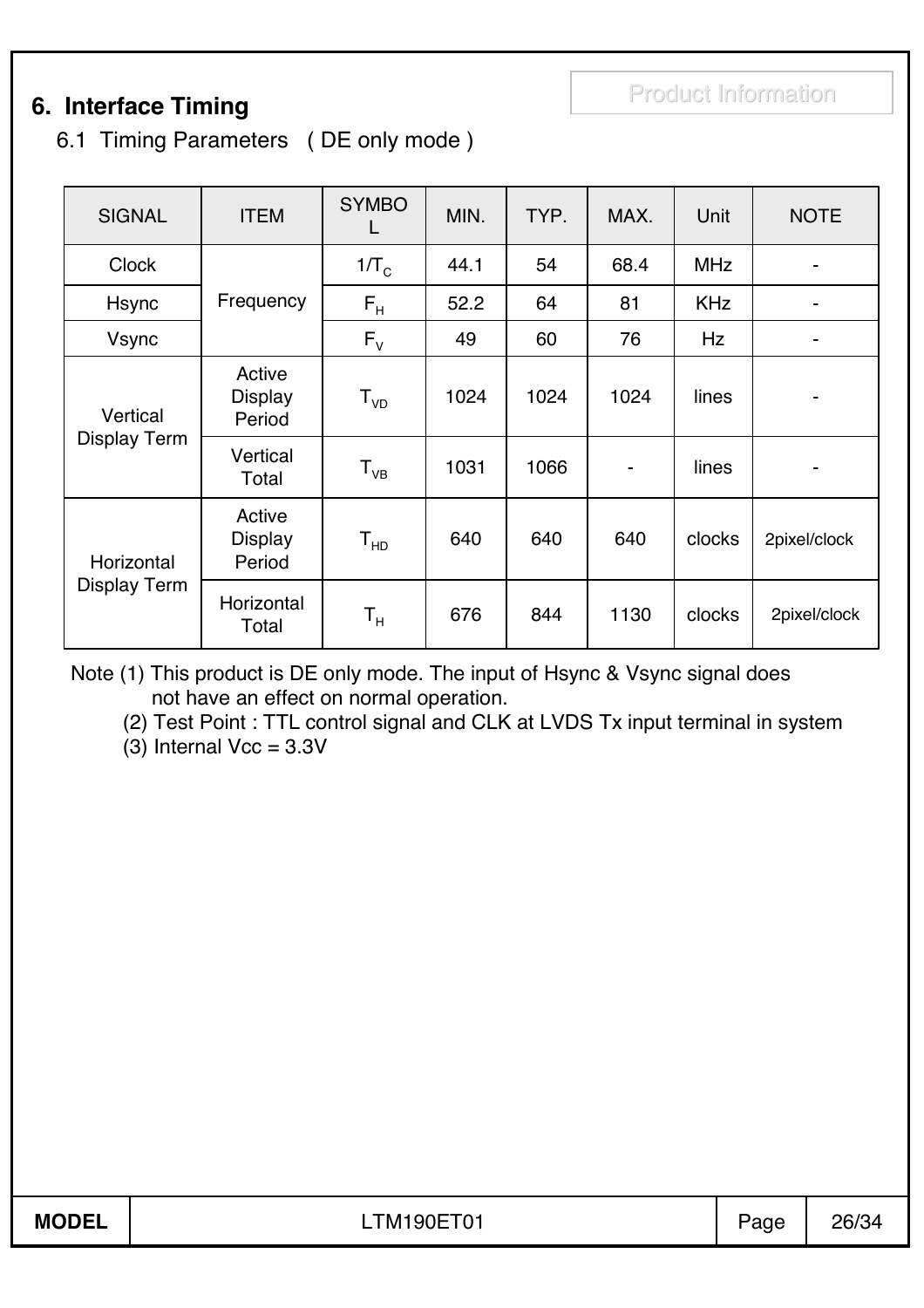## 6. Interface Timing

### 6.1 Timing Parameters ( DE only mode )

| SIGNAL | ITEM | SYMBOL | MIN. | TYP. | MAX. | Unit | NOTE |
|---|---|---|---|---|---|---|---|
| Clock | Frequency | $1/T_C$ | 44.1 | 54 | 68.4 | MHz | - |
| Hsync | | $F_H$ | 52.2 | 64 | 81 | KHz | - |
| Vsync | | $F_V$ | 49 | 60 | 76 | Hz | - |
| Vertical Display Term | Active Display Period | $T_{VD}$ | 1024 | 1024 | 1024 | lines | - |
| | Vertical Total | $T_{VB}$ | 1031 | 1066 | - | lines | - |
| Horizontal Display Term | Active Display Period | $T_{HD}$ | 640 | 640 | 640 | clocks | 2pixel/clock |
| | Horizontal Total | $T_H$ | 676 | 844 | 1130 | clocks | 2pixel/clock |

Note (1) This product is DE only mode. The input of Hsync & Vsync signal does not have an effect on normal operation.

(2) Test Point : TTL control signal and CLK at LVDS Tx input terminal in system

(3) Internal Vcc = 3.3V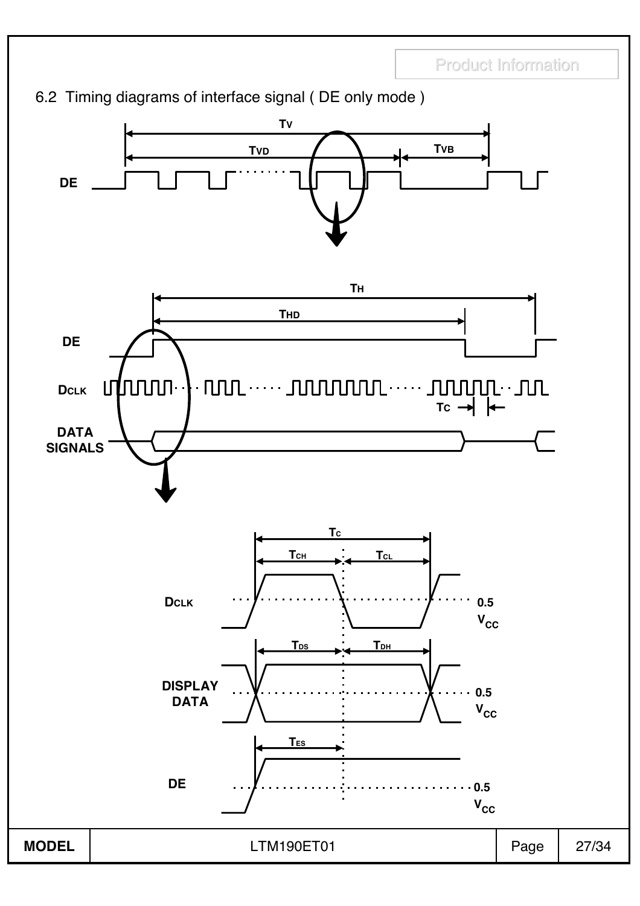## 6.2 Timing diagrams of interface signal ( DE only mode )

$T_V$

$T_{VD}$ $T_{VB}$

DE

$T_H$

$T_{HD}$

DE

DCLK

$T_C$

DATA SIGNALS

$T_C$

$T_{CH}$ $T_{CL}$

DCLK 0.5 $V_{CC}$

$T_{DS}$ $T_{DH}$

DISPLAY DATA 0.5 $V_{CC}$

$T_{ES}$

DE 0.5 $V_{CC}$

| MODEL | LTM190ET01 |
|---|---|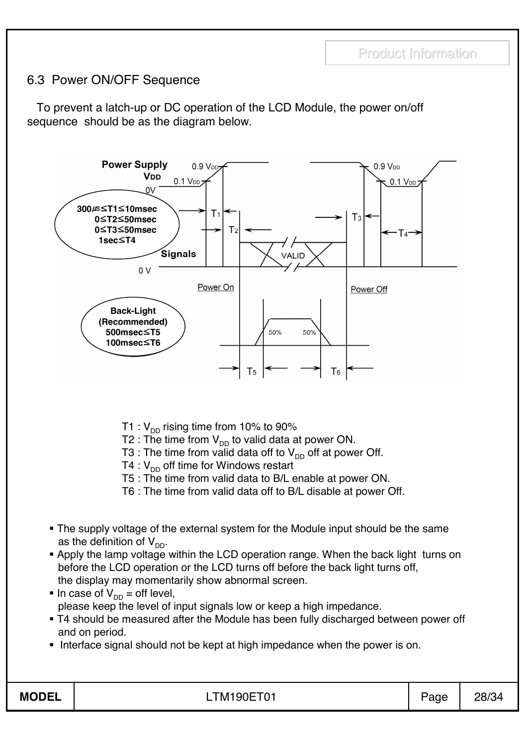## 6.3 Power ON/OFF Sequence

To prevent a latch-up or DC operation of the LCD Module, the power on/off sequence should be as the diagram below.

T1 : $V_{DD}$ rising time from 10% to 90%
T2 : The time from $V_{DD}$ to valid data at power ON.
T3 : The time from valid data off to $V_{DD}$ off at power Off.
T4 : $V_{DD}$ off time for Windows restart
T5 : The time from valid data to B/L enable at power ON.
T6 : The time from valid data off to B/L disable at power Off.

- The supply voltage of the external system for the Module input should be the same as the definition of $V_{DD}$.
- Apply the lamp voltage within the LCD operation range. When the back light turns on before the LCD operation or the LCD turns off before the back light turns off, the display may momentarily show abnormal screen.
- In case of $V_{DD}$ = off level, please keep the level of input signals low or keep a high impedance.
- T4 should be measured after the Module has been fully discharged between power off and on period.
- Interface signal should not be kept at high impedance when the power is on.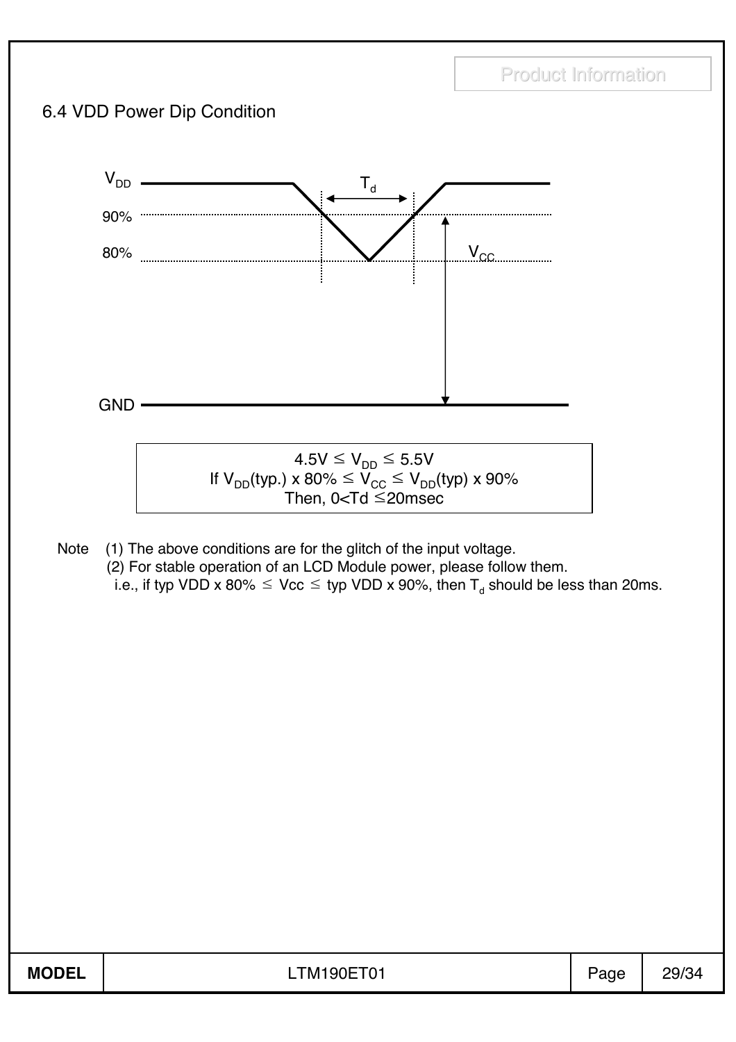## 6.4 VDD Power Dip Condition

$V_{DD}$

$T_d$

90%

80%

$V_{CC}$

GND

$4.5V \leq V_{DD} \leq 5.5V$
If $V_{DD}$(typ.) x 80% $\leq V_{CC} \leq V_{DD}$(typ) x 90%
Then, 0<Td $\leq$20msec

Note (1) The above conditions are for the glitch of the input voltage.
(2) For stable operation of an LCD Module power, please follow them.
i.e., if typ VDD x 80% $\leq$ Vcc $\leq$ typ VDD x 90%, then $T_d$ should be less than 20ms.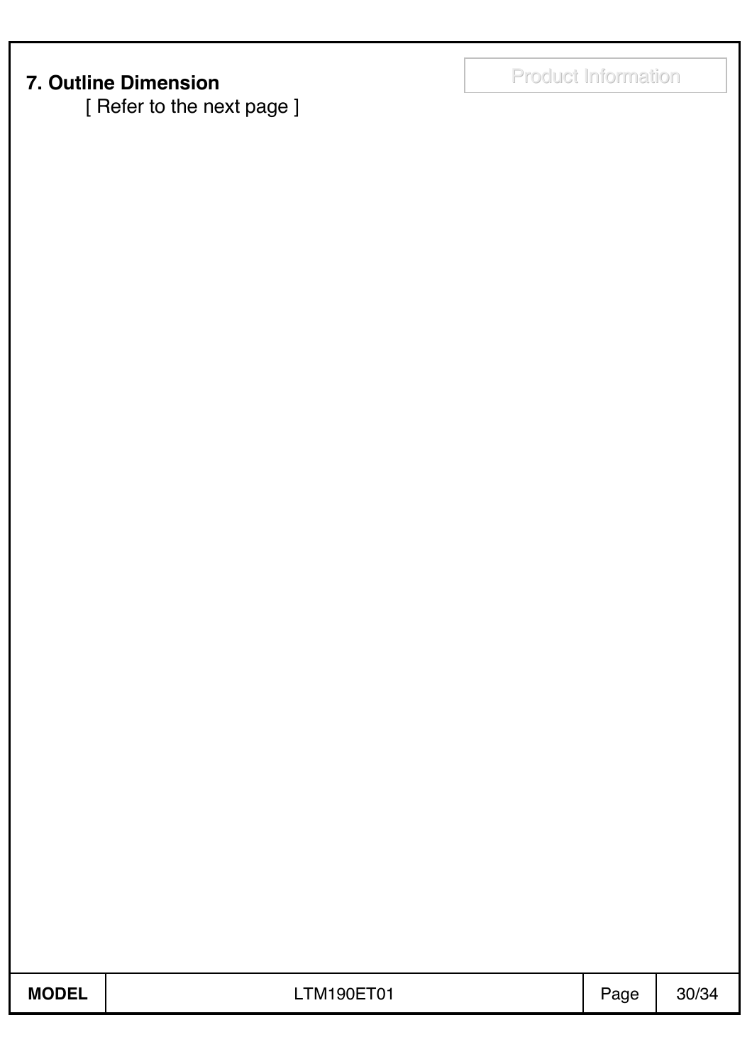## 7. Outline Dimension

[ Refer to the next page ]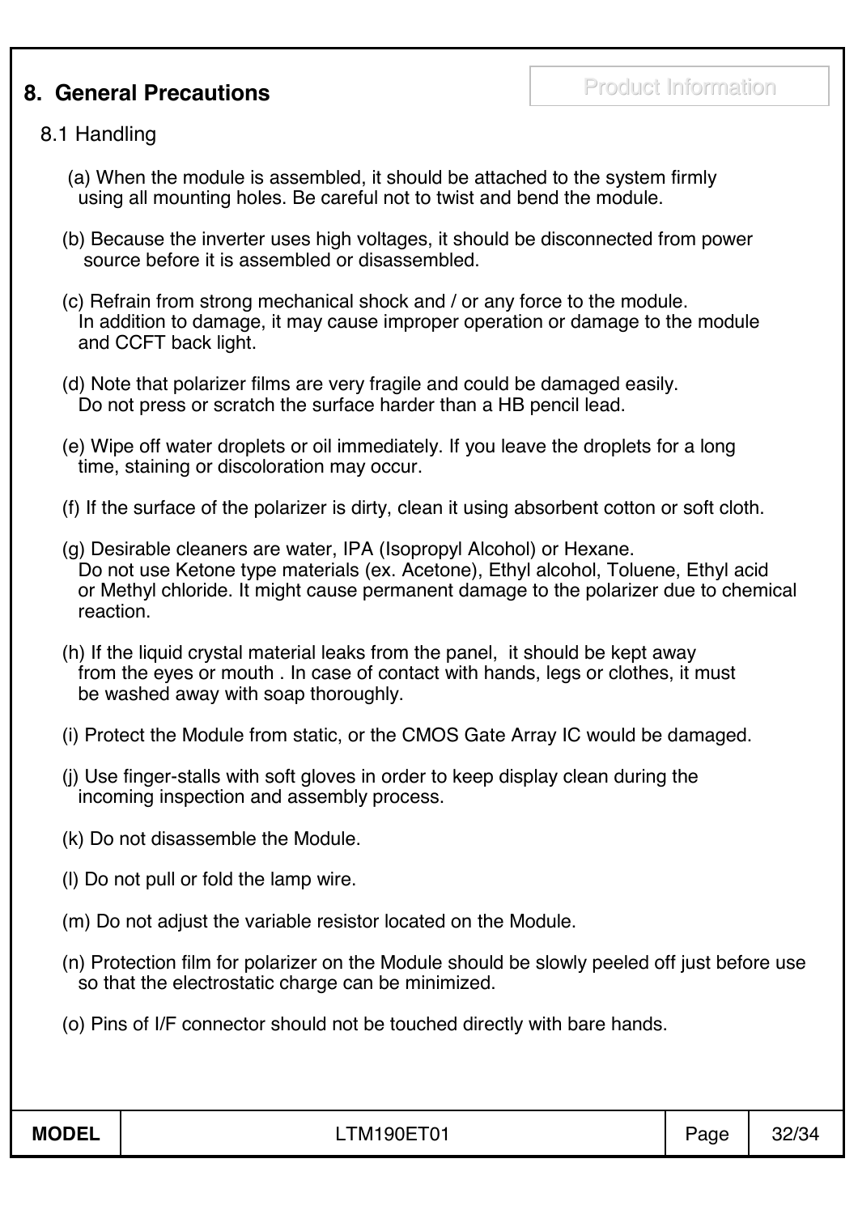## 8. General Precautions

### 8.1 Handling

(a) When the module is assembled, it should be attached to the system firmly using all mounting holes. Be careful not to twist and bend the module.

(b) Because the inverter uses high voltages, it should be disconnected from power source before it is assembled or disassembled.

(c) Refrain from strong mechanical shock and / or any force to the module. In addition to damage, it may cause improper operation or damage to the module and CCFT back light.

(d) Note that polarizer films are very fragile and could be damaged easily. Do not press or scratch the surface harder than a HB pencil lead.

(e) Wipe off water droplets or oil immediately. If you leave the droplets for a long time, staining or discoloration may occur.

(f) If the surface of the polarizer is dirty, clean it using absorbent cotton or soft cloth.

(g) Desirable cleaners are water, IPA (Isopropyl Alcohol) or Hexane. Do not use Ketone type materials (ex. Acetone), Ethyl alcohol, Toluene, Ethyl acid or Methyl chloride. It might cause permanent damage to the polarizer due to chemical reaction.

(h) If the liquid crystal material leaks from the panel, it should be kept away from the eyes or mouth . In case of contact with hands, legs or clothes, it must be washed away with soap thoroughly.

(i) Protect the Module from static, or the CMOS Gate Array IC would be damaged.

(j) Use finger-stalls with soft gloves in order to keep display clean during the incoming inspection and assembly process.

(k) Do not disassemble the Module.

(l) Do not pull or fold the lamp wire.

(m) Do not adjust the variable resistor located on the Module.

(n) Protection film for polarizer on the Module should be slowly peeled off just before use so that the electrostatic charge can be minimized.

(o) Pins of I/F connector should not be touched directly with bare hands.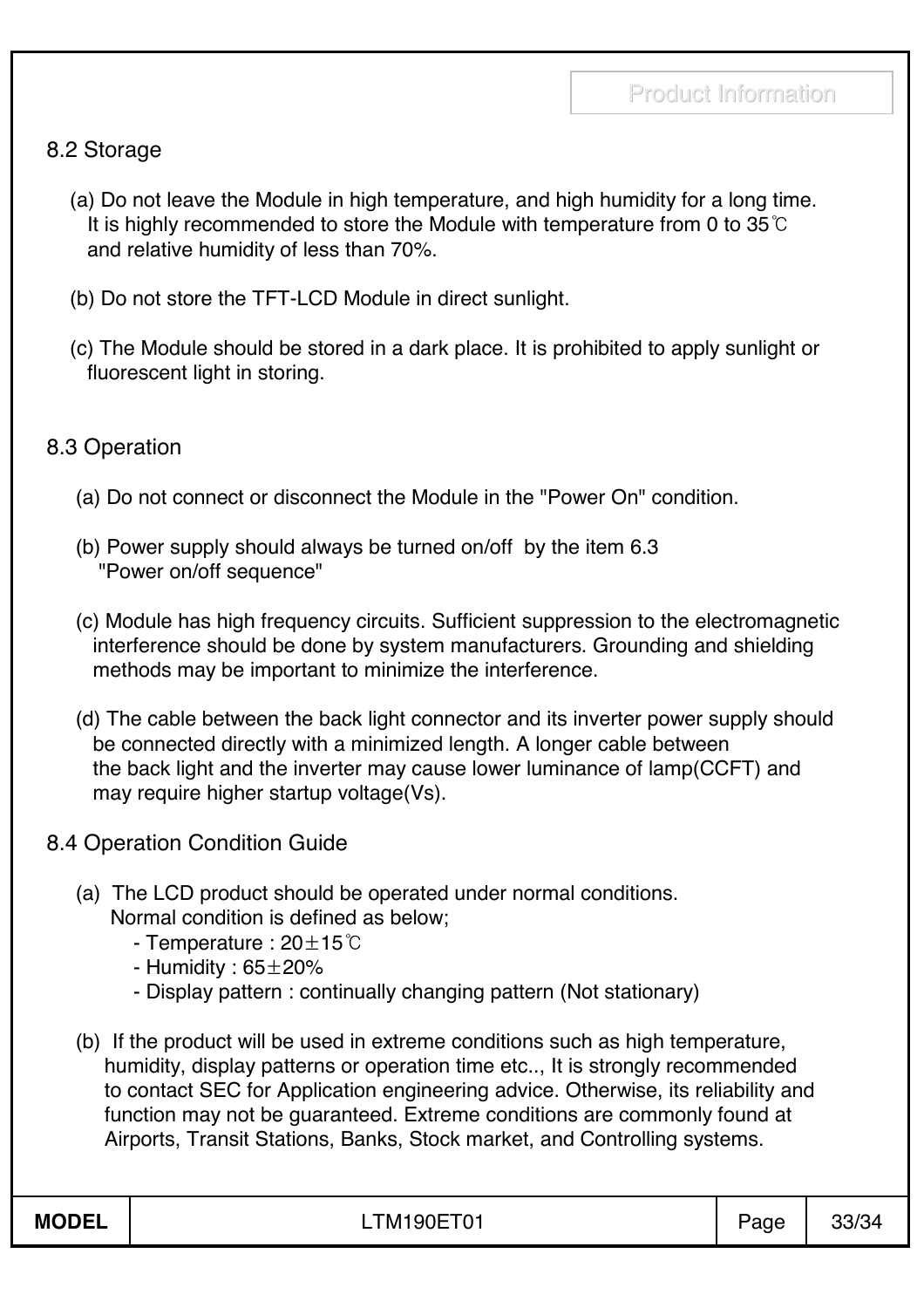## 8.2 Storage

(a) Do not leave the Module in high temperature, and high humidity for a long time. It is highly recommended to store the Module with temperature from 0 to 35℃ and relative humidity of less than 70%.

(b) Do not store the TFT-LCD Module in direct sunlight.

(c) The Module should be stored in a dark place. It is prohibited to apply sunlight or fluorescent light in storing.

## 8.3 Operation

(a) Do not connect or disconnect the Module in the "Power On" condition.

(b) Power supply should always be turned on/off by the item 6.3 "Power on/off sequence"

(c) Module has high frequency circuits. Sufficient suppression to the electromagnetic interference should be done by system manufacturers. Grounding and shielding methods may be important to minimize the interference.

(d) The cable between the back light connector and its inverter power supply should be connected directly with a minimized length. A longer cable between the back light and the inverter may cause lower luminance of lamp(CCFT) and may require higher startup voltage(Vs).

## 8.4 Operation Condition Guide

(a) The LCD product should be operated under normal conditions. Normal condition is defined as below;
- Temperature : 20±15℃
- Humidity : 65±20%
- Display pattern : continually changing pattern (Not stationary)

(b) If the product will be used in extreme conditions such as high temperature, humidity, display patterns or operation time etc.., It is strongly recommended to contact SEC for Application engineering advice. Otherwise, its reliability and function may not be guaranteed. Extreme conditions are commonly found at Airports, Transit Stations, Banks, Stock market, and Controlling systems.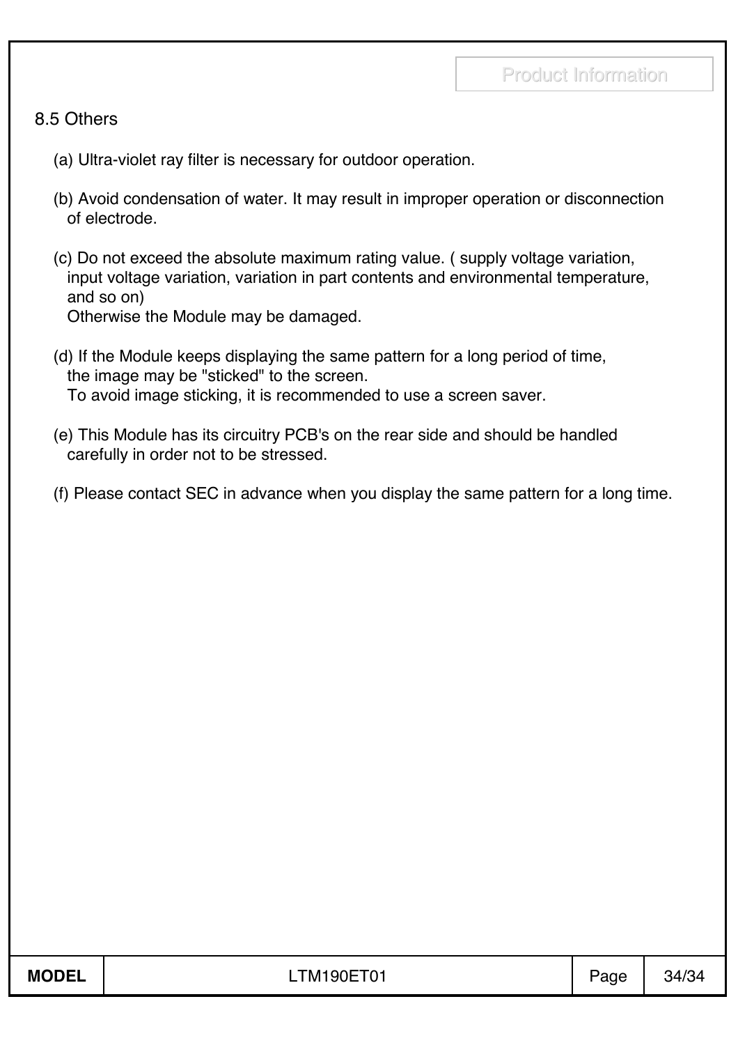### 8.5 Others

(a) Ultra-violet ray filter is necessary for outdoor operation.

(b) Avoid condensation of water. It may result in improper operation or disconnection of electrode.

(c) Do not exceed the absolute maximum rating value. ( supply voltage variation, input voltage variation, variation in part contents and environmental temperature, and so on)
Otherwise the Module may be damaged.

(d) If the Module keeps displaying the same pattern for a long period of time, the image may be "sticked" to the screen.
To avoid image sticking, it is recommended to use a screen saver.

(e) This Module has its circuitry PCB's on the rear side and should be handled carefully in order not to be stressed.

(f) Please contact SEC in advance when you display the same pattern for a long time.